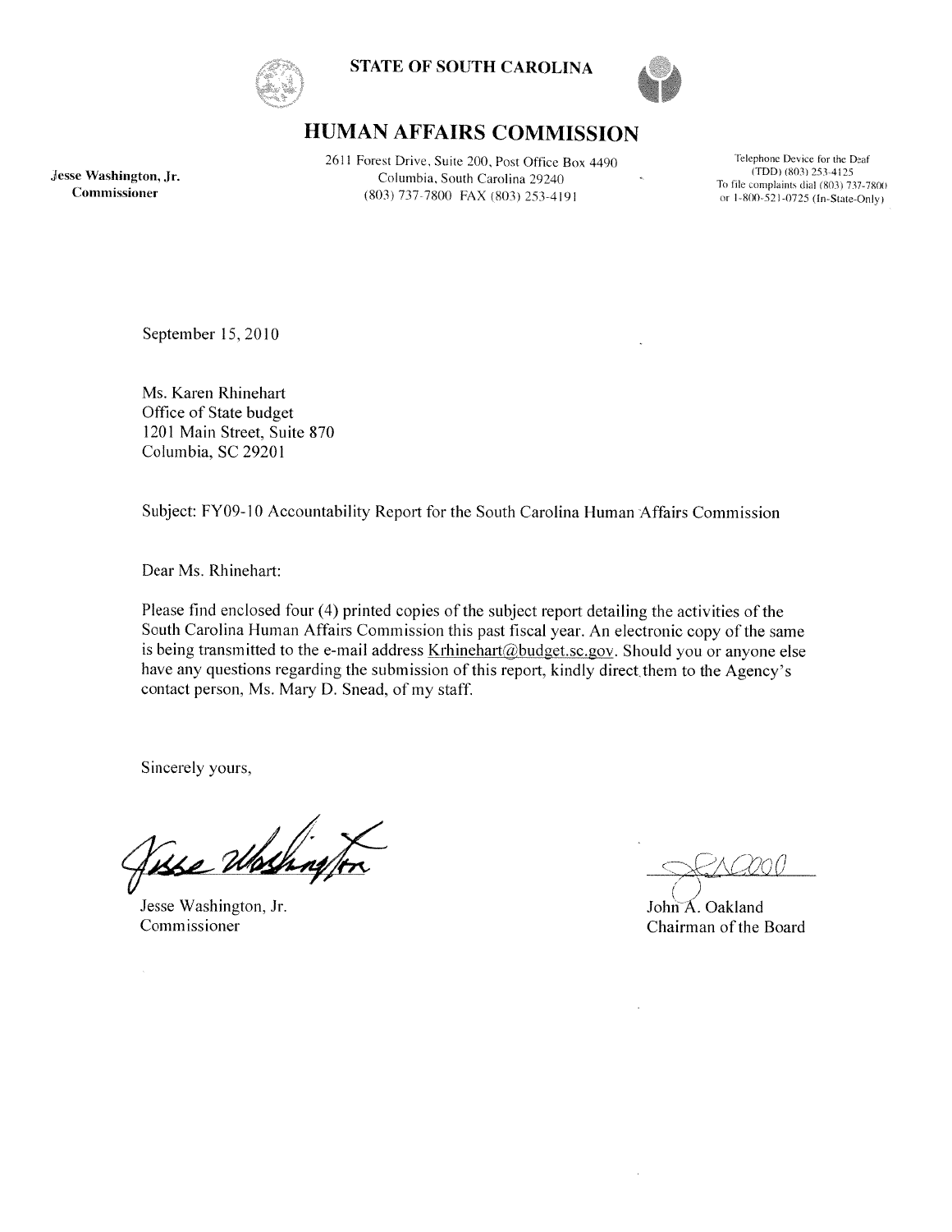**STATE OF SOUTH CAROLINA**

# HUMAN AFFAIRS COMMISSION

**Jesse Washington, Jr.**
**Commissioner**

2611 Forest Drive, Suite 200, Post Office Box 4490
Columbia, South Carolina 29240
(803) 737-7800 FAX (803) 253-4191

Telephone Device for the Deaf
(TDD) (803) 253-4125
To file complaints dial (803) 737-7800
or 1-800-521-0725 (In-State-Only)

September 15, 2010

Ms. Karen Rhinehart
Office of State budget
1201 Main Street, Suite 870
Columbia, SC 29201

Subject: FY09-10 Accountability Report for the South Carolina Human Affairs Commission

Dear Ms. Rhinehart:

Please find enclosed four (4) printed copies of the subject report detailing the activities of the South Carolina Human Affairs Commission this past fiscal year. An electronic copy of the same is being transmitted to the e-mail address Krhinehart@budget.sc.gov. Should you or anyone else have any questions regarding the submission of this report, kindly direct them to the Agency's contact person, Ms. Mary D. Snead, of my staff.

Sincerely yours,

Jesse Washington, Jr.
Commissioner

John A. Oakland
Chairman of the Board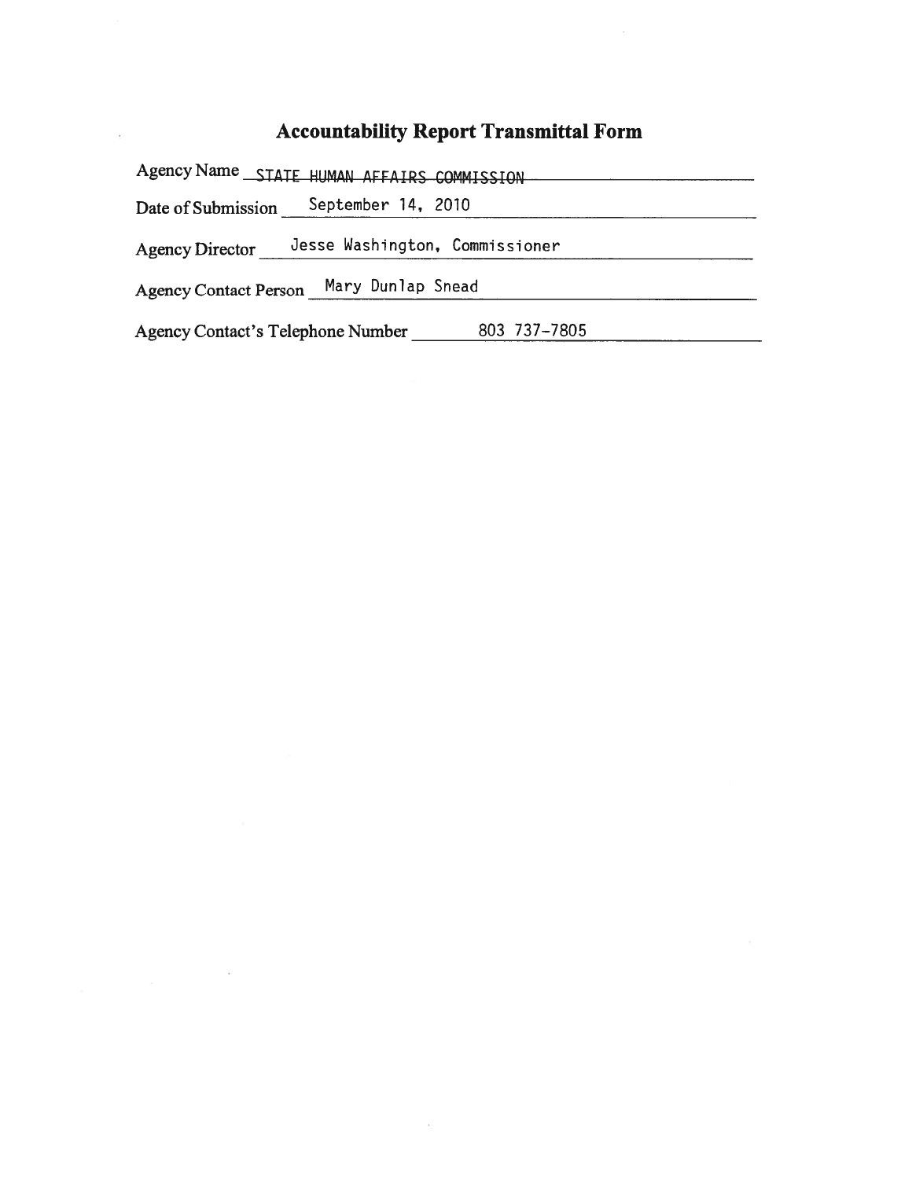# Accountability Report Transmittal Form

Agency Name STATE HUMAN AFFAIRS COMMISSION

Date of Submission September 14, 2010

Agency Director Jesse Washington, Commissioner

Agency Contact Person Mary Dunlap Snead

Agency Contact's Telephone Number 803 737-7805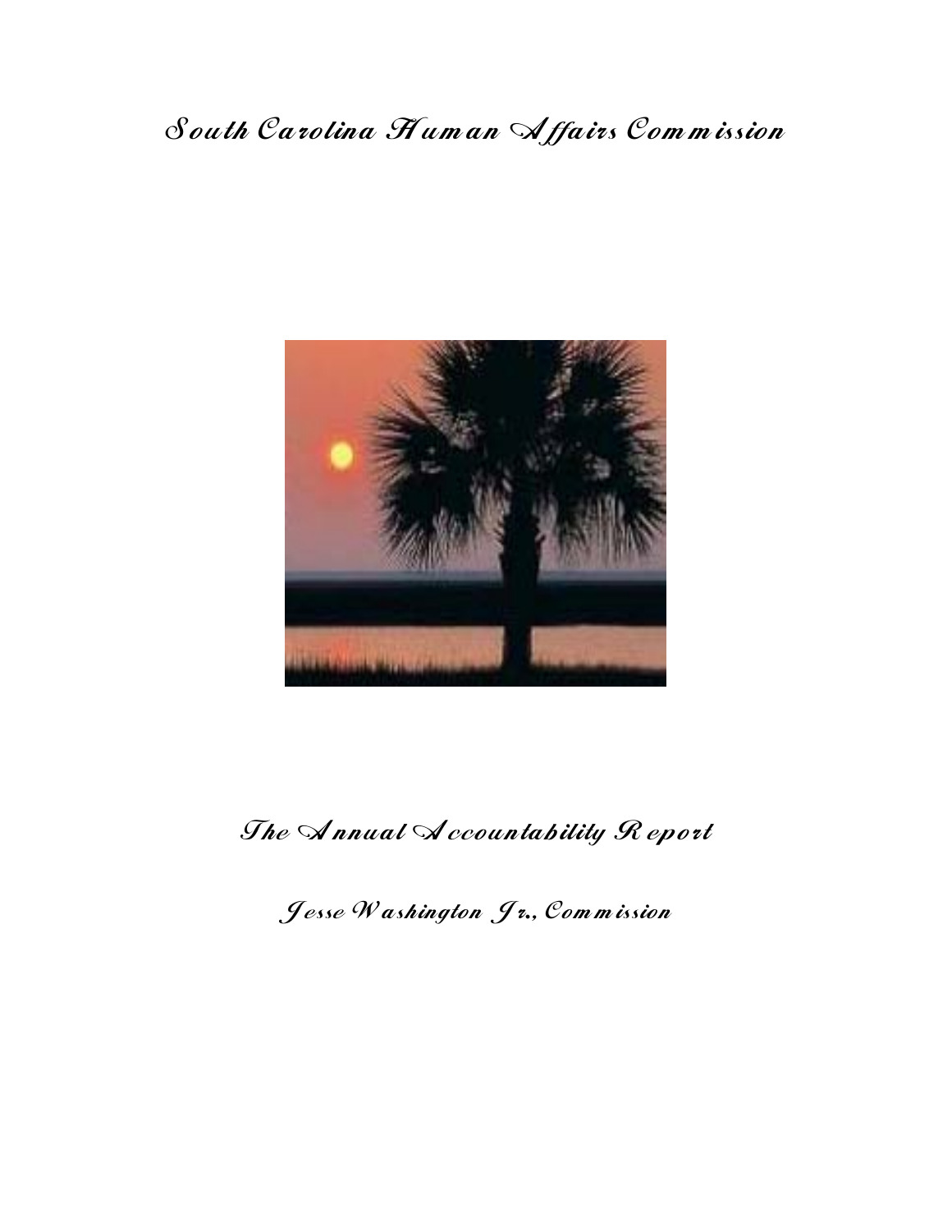# South Carolina Human Affairs Commission

## The Annual Accountability Report

### Jesse Washington Jr., Commission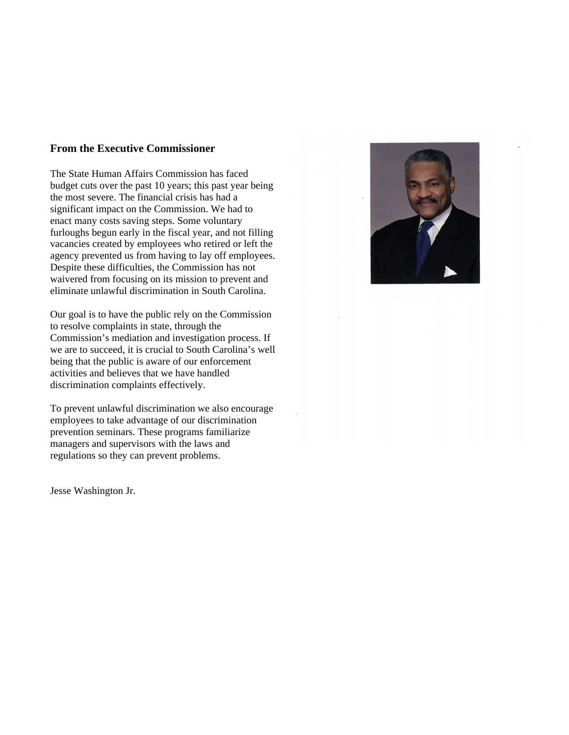## From the Executive Commissioner

The State Human Affairs Commission has faced budget cuts over the past 10 years; this past year being the most severe. The financial crisis has had a significant impact on the Commission. We had to enact many costs saving steps. Some voluntary furloughs begun early in the fiscal year, and not filling vacancies created by employees who retired or left the agency prevented us from having to lay off employees. Despite these difficulties, the Commission has not waivered from focusing on its mission to prevent and eliminate unlawful discrimination in South Carolina.

Our goal is to have the public rely on the Commission to resolve complaints in state, through the Commission's mediation and investigation process. If we are to succeed, it is crucial to South Carolina's well being that the public is aware of our enforcement activities and believes that we have handled discrimination complaints effectively.

To prevent unlawful discrimination we also encourage employees to take advantage of our discrimination prevention seminars. These programs familiarize managers and supervisors with the laws and regulations so they can prevent problems.

Jesse Washington Jr.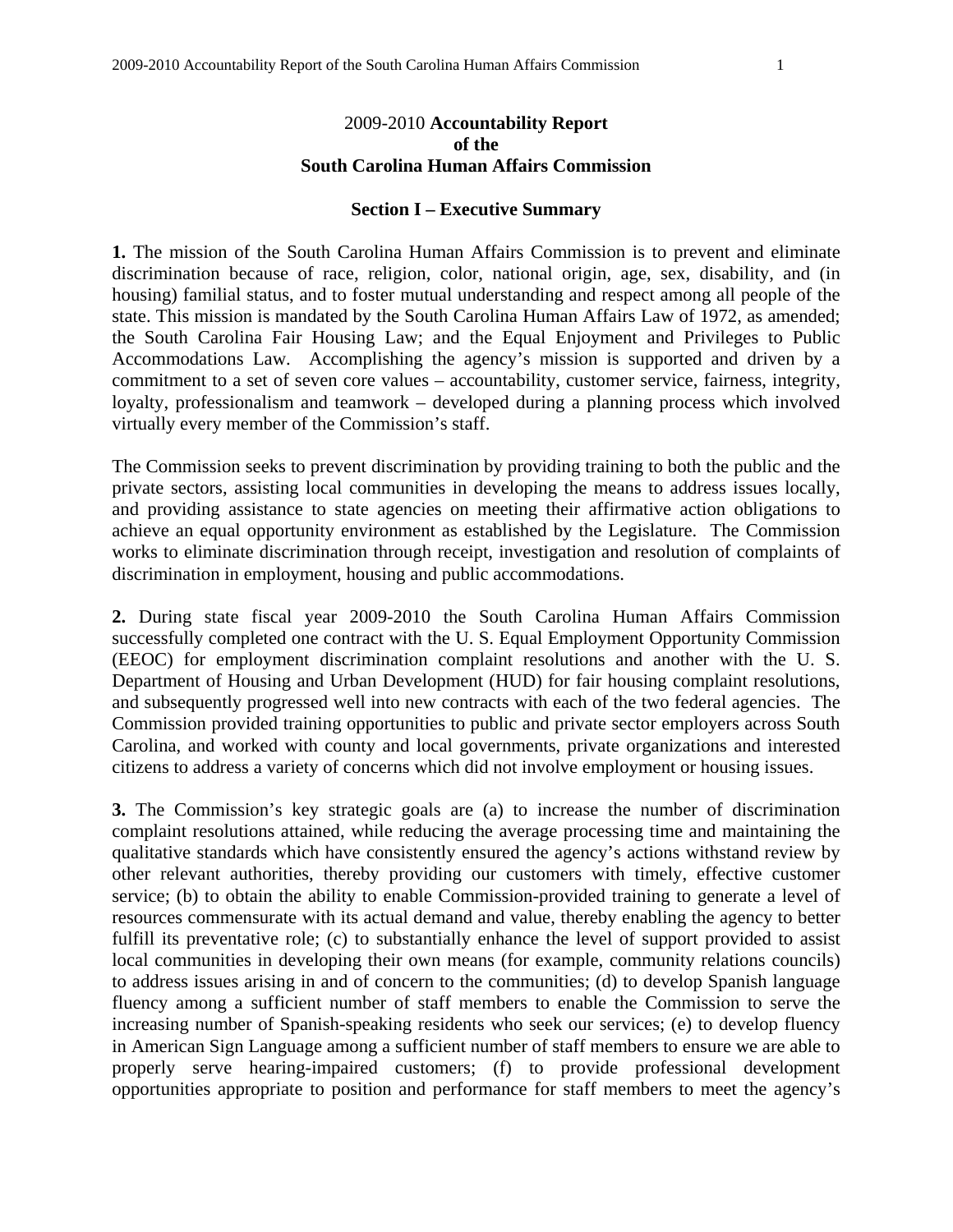# 2009-2010 **Accountability Report of the South Carolina Human Affairs Commission**

## Section I – Executive Summary

**1.** The mission of the South Carolina Human Affairs Commission is to prevent and eliminate discrimination because of race, religion, color, national origin, age, sex, disability, and (in housing) familial status, and to foster mutual understanding and respect among all people of the state. This mission is mandated by the South Carolina Human Affairs Law of 1972, as amended; the South Carolina Fair Housing Law; and the Equal Enjoyment and Privileges to Public Accommodations Law. Accomplishing the agency's mission is supported and driven by a commitment to a set of seven core values – accountability, customer service, fairness, integrity, loyalty, professionalism and teamwork – developed during a planning process which involved virtually every member of the Commission's staff.

The Commission seeks to prevent discrimination by providing training to both the public and the private sectors, assisting local communities in developing the means to address issues locally, and providing assistance to state agencies on meeting their affirmative action obligations to achieve an equal opportunity environment as established by the Legislature. The Commission works to eliminate discrimination through receipt, investigation and resolution of complaints of discrimination in employment, housing and public accommodations.

**2.** During state fiscal year 2009-2010 the South Carolina Human Affairs Commission successfully completed one contract with the U. S. Equal Employment Opportunity Commission (EEOC) for employment discrimination complaint resolutions and another with the U. S. Department of Housing and Urban Development (HUD) for fair housing complaint resolutions, and subsequently progressed well into new contracts with each of the two federal agencies. The Commission provided training opportunities to public and private sector employers across South Carolina, and worked with county and local governments, private organizations and interested citizens to address a variety of concerns which did not involve employment or housing issues.

**3.** The Commission's key strategic goals are (a) to increase the number of discrimination complaint resolutions attained, while reducing the average processing time and maintaining the qualitative standards which have consistently ensured the agency's actions withstand review by other relevant authorities, thereby providing our customers with timely, effective customer service; (b) to obtain the ability to enable Commission-provided training to generate a level of resources commensurate with its actual demand and value, thereby enabling the agency to better fulfill its preventative role; (c) to substantially enhance the level of support provided to assist local communities in developing their own means (for example, community relations councils) to address issues arising in and of concern to the communities; (d) to develop Spanish language fluency among a sufficient number of staff members to enable the Commission to serve the increasing number of Spanish-speaking residents who seek our services; (e) to develop fluency in American Sign Language among a sufficient number of staff members to ensure we are able to properly serve hearing-impaired customers; (f) to provide professional development opportunities appropriate to position and performance for staff members to meet the agency's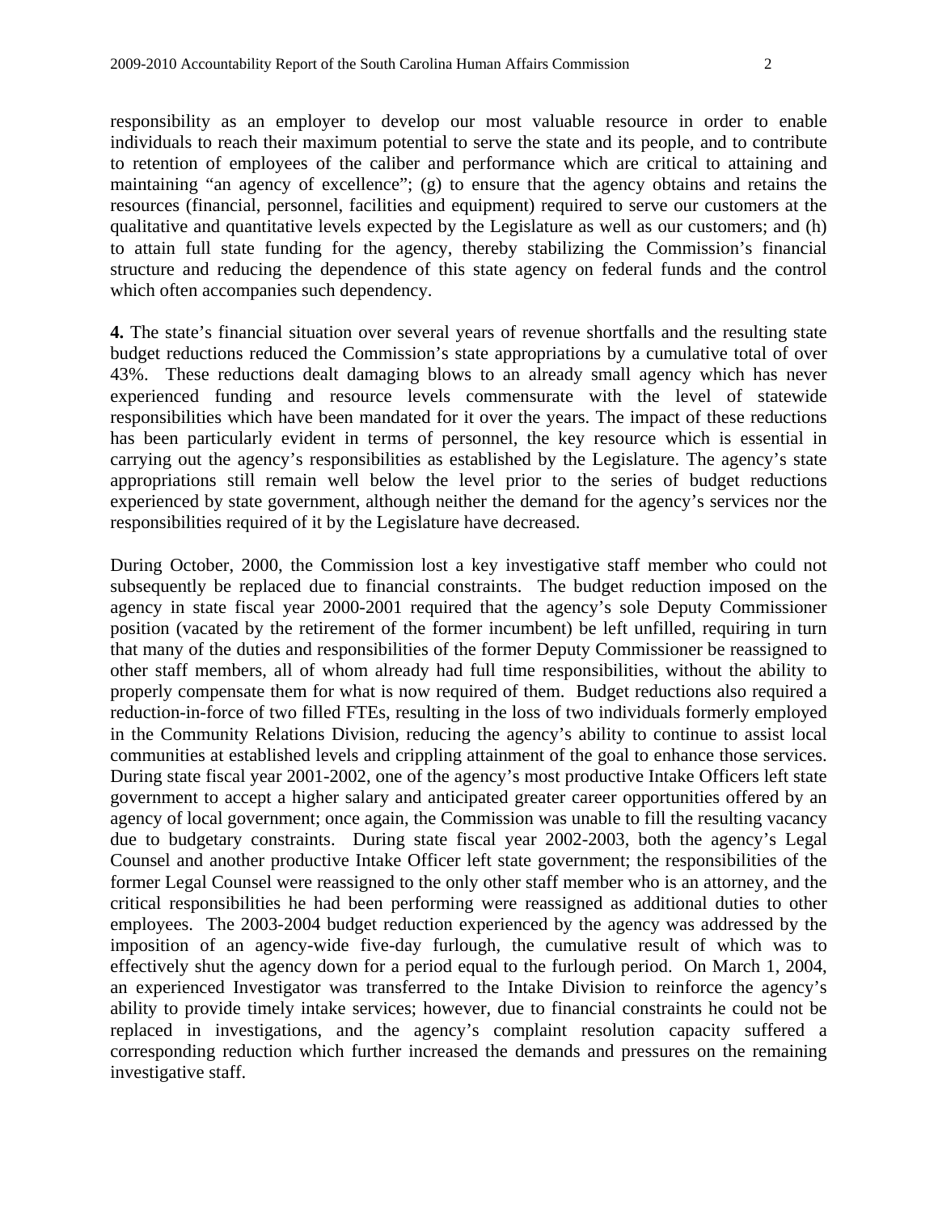responsibility as an employer to develop our most valuable resource in order to enable individuals to reach their maximum potential to serve the state and its people, and to contribute to retention of employees of the caliber and performance which are critical to attaining and maintaining "an agency of excellence"; (g) to ensure that the agency obtains and retains the resources (financial, personnel, facilities and equipment) required to serve our customers at the qualitative and quantitative levels expected by the Legislature as well as our customers; and (h) to attain full state funding for the agency, thereby stabilizing the Commission's financial structure and reducing the dependence of this state agency on federal funds and the control which often accompanies such dependency.

**4.** The state's financial situation over several years of revenue shortfalls and the resulting state budget reductions reduced the Commission's state appropriations by a cumulative total of over 43%. These reductions dealt damaging blows to an already small agency which has never experienced funding and resource levels commensurate with the level of statewide responsibilities which have been mandated for it over the years. The impact of these reductions has been particularly evident in terms of personnel, the key resource which is essential in carrying out the agency's responsibilities as established by the Legislature. The agency's state appropriations still remain well below the level prior to the series of budget reductions experienced by state government, although neither the demand for the agency's services nor the responsibilities required of it by the Legislature have decreased.

During October, 2000, the Commission lost a key investigative staff member who could not subsequently be replaced due to financial constraints. The budget reduction imposed on the agency in state fiscal year 2000-2001 required that the agency's sole Deputy Commissioner position (vacated by the retirement of the former incumbent) be left unfilled, requiring in turn that many of the duties and responsibilities of the former Deputy Commissioner be reassigned to other staff members, all of whom already had full time responsibilities, without the ability to properly compensate them for what is now required of them. Budget reductions also required a reduction-in-force of two filled FTEs, resulting in the loss of two individuals formerly employed in the Community Relations Division, reducing the agency's ability to continue to assist local communities at established levels and crippling attainment of the goal to enhance those services. During state fiscal year 2001-2002, one of the agency's most productive Intake Officers left state government to accept a higher salary and anticipated greater career opportunities offered by an agency of local government; once again, the Commission was unable to fill the resulting vacancy due to budgetary constraints. During state fiscal year 2002-2003, both the agency's Legal Counsel and another productive Intake Officer left state government; the responsibilities of the former Legal Counsel were reassigned to the only other staff member who is an attorney, and the critical responsibilities he had been performing were reassigned as additional duties to other employees. The 2003-2004 budget reduction experienced by the agency was addressed by the imposition of an agency-wide five-day furlough, the cumulative result of which was to effectively shut the agency down for a period equal to the furlough period. On March 1, 2004, an experienced Investigator was transferred to the Intake Division to reinforce the agency's ability to provide timely intake services; however, due to financial constraints he could not be replaced in investigations, and the agency's complaint resolution capacity suffered a corresponding reduction which further increased the demands and pressures on the remaining investigative staff.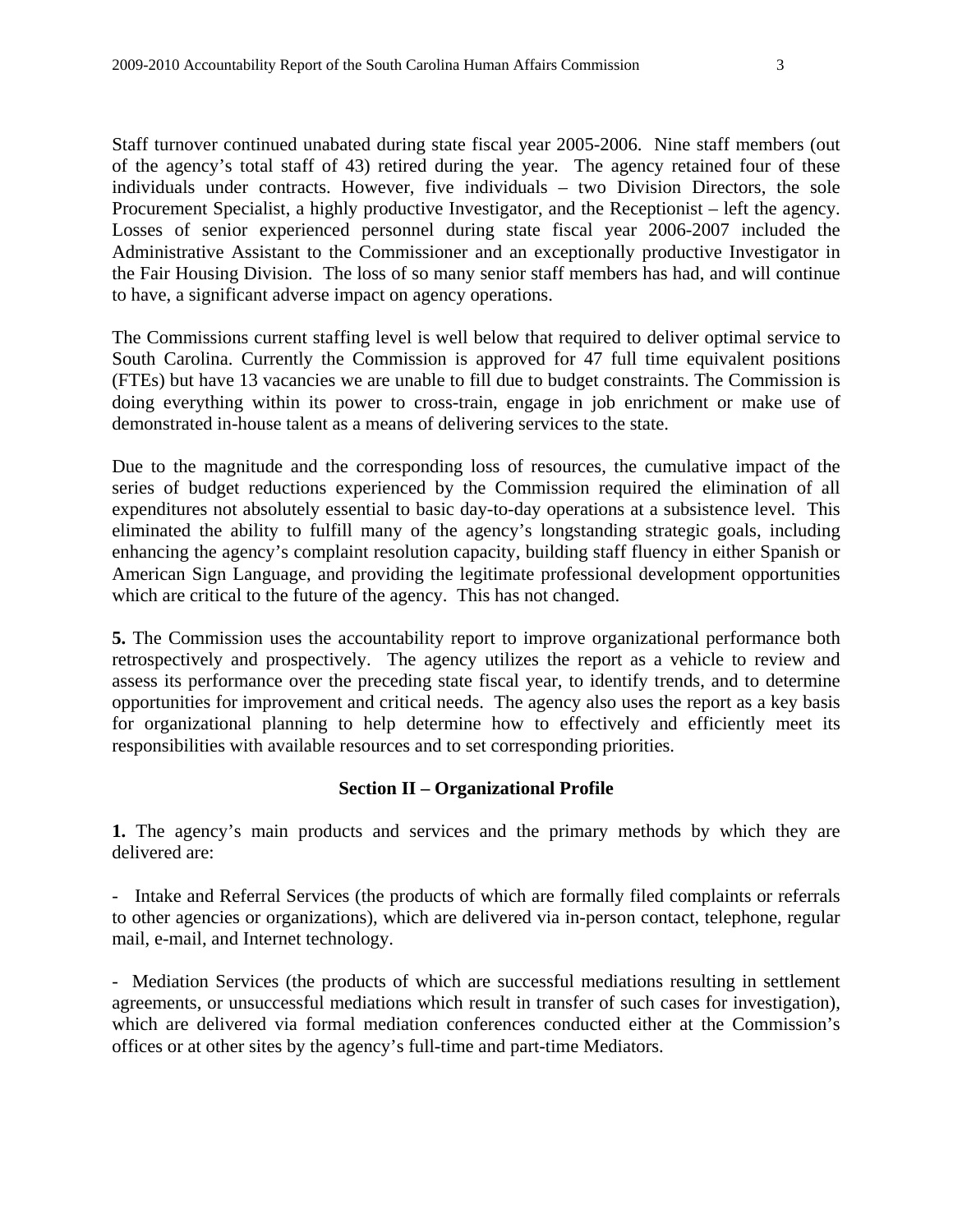Staff turnover continued unabated during state fiscal year 2005-2006. Nine staff members (out of the agency's total staff of 43) retired during the year. The agency retained four of these individuals under contracts. However, five individuals – two Division Directors, the sole Procurement Specialist, a highly productive Investigator, and the Receptionist – left the agency. Losses of senior experienced personnel during state fiscal year 2006-2007 included the Administrative Assistant to the Commissioner and an exceptionally productive Investigator in the Fair Housing Division. The loss of so many senior staff members has had, and will continue to have, a significant adverse impact on agency operations.

The Commissions current staffing level is well below that required to deliver optimal service to South Carolina. Currently the Commission is approved for 47 full time equivalent positions (FTEs) but have 13 vacancies we are unable to fill due to budget constraints. The Commission is doing everything within its power to cross-train, engage in job enrichment or make use of demonstrated in-house talent as a means of delivering services to the state.

Due to the magnitude and the corresponding loss of resources, the cumulative impact of the series of budget reductions experienced by the Commission required the elimination of all expenditures not absolutely essential to basic day-to-day operations at a subsistence level. This eliminated the ability to fulfill many of the agency's longstanding strategic goals, including enhancing the agency's complaint resolution capacity, building staff fluency in either Spanish or American Sign Language, and providing the legitimate professional development opportunities which are critical to the future of the agency. This has not changed.

**5.** The Commission uses the accountability report to improve organizational performance both retrospectively and prospectively. The agency utilizes the report as a vehicle to review and assess its performance over the preceding state fiscal year, to identify trends, and to determine opportunities for improvement and critical needs. The agency also uses the report as a key basis for organizational planning to help determine how to effectively and efficiently meet its responsibilities with available resources and to set corresponding priorities.

## Section II – Organizational Profile

**1.** The agency's main products and services and the primary methods by which they are delivered are:

- Intake and Referral Services (the products of which are formally filed complaints or referrals to other agencies or organizations), which are delivered via in-person contact, telephone, regular mail, e-mail, and Internet technology.

- Mediation Services (the products of which are successful mediations resulting in settlement agreements, or unsuccessful mediations which result in transfer of such cases for investigation), which are delivered via formal mediation conferences conducted either at the Commission's offices or at other sites by the agency's full-time and part-time Mediators.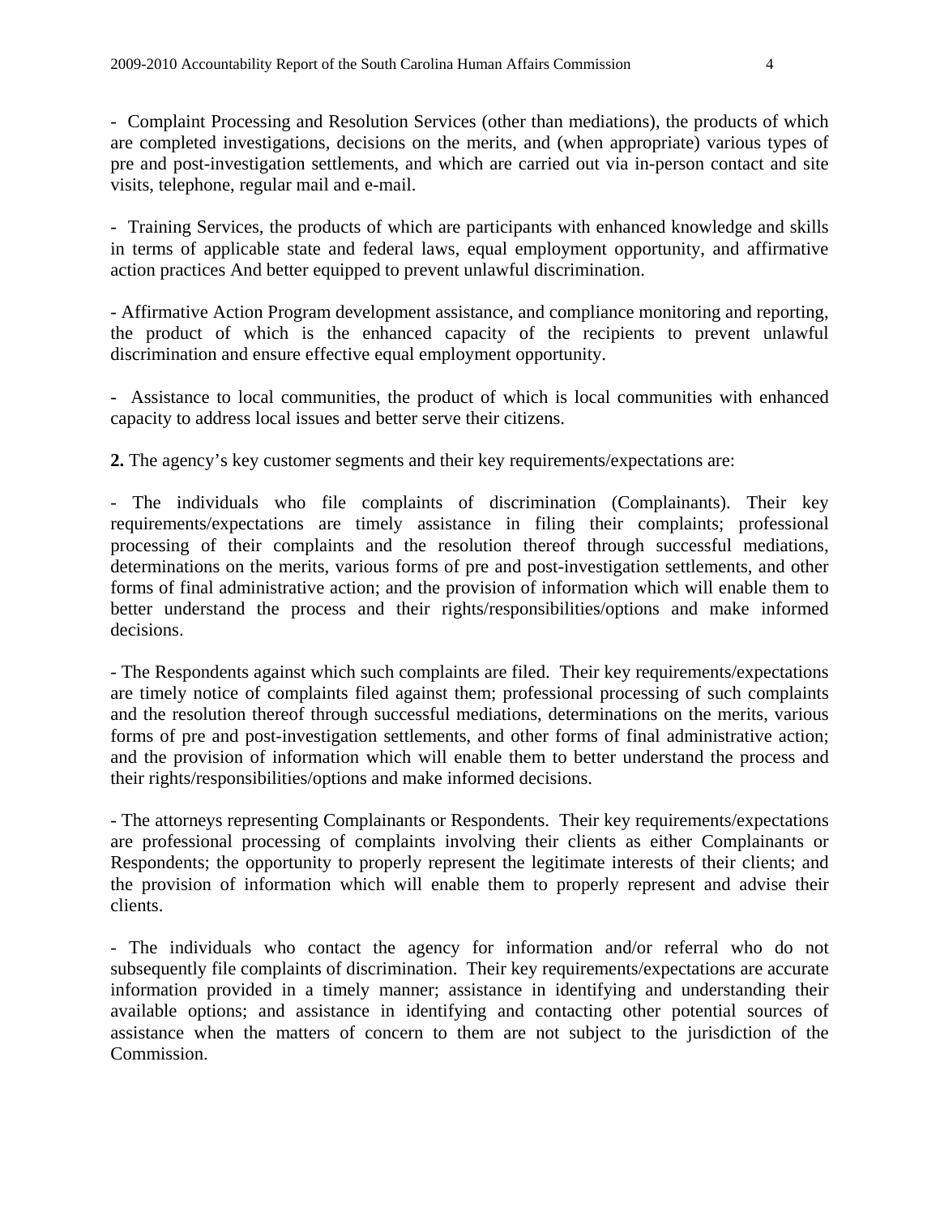- Complaint Processing and Resolution Services (other than mediations), the products of which are completed investigations, decisions on the merits, and (when appropriate) various types of pre and post-investigation settlements, and which are carried out via in-person contact and site visits, telephone, regular mail and e-mail.

- Training Services, the products of which are participants with enhanced knowledge and skills in terms of applicable state and federal laws, equal employment opportunity, and affirmative action practices And better equipped to prevent unlawful discrimination.

- Affirmative Action Program development assistance, and compliance monitoring and reporting, the product of which is the enhanced capacity of the recipients to prevent unlawful discrimination and ensure effective equal employment opportunity.

- Assistance to local communities, the product of which is local communities with enhanced capacity to address local issues and better serve their citizens.

**2.** The agency's key customer segments and their key requirements/expectations are:

- The individuals who file complaints of discrimination (Complainants). Their key requirements/expectations are timely assistance in filing their complaints; professional processing of their complaints and the resolution thereof through successful mediations, determinations on the merits, various forms of pre and post-investigation settlements, and other forms of final administrative action; and the provision of information which will enable them to better understand the process and their rights/responsibilities/options and make informed decisions.

- The Respondents against which such complaints are filed. Their key requirements/expectations are timely notice of complaints filed against them; professional processing of such complaints and the resolution thereof through successful mediations, determinations on the merits, various forms of pre and post-investigation settlements, and other forms of final administrative action; and the provision of information which will enable them to better understand the process and their rights/responsibilities/options and make informed decisions.

- The attorneys representing Complainants or Respondents. Their key requirements/expectations are professional processing of complaints involving their clients as either Complainants or Respondents; the opportunity to properly represent the legitimate interests of their clients; and the provision of information which will enable them to properly represent and advise their clients.

- The individuals who contact the agency for information and/or referral who do not subsequently file complaints of discrimination. Their key requirements/expectations are accurate information provided in a timely manner; assistance in identifying and understanding their available options; and assistance in identifying and contacting other potential sources of assistance when the matters of concern to them are not subject to the jurisdiction of the Commission.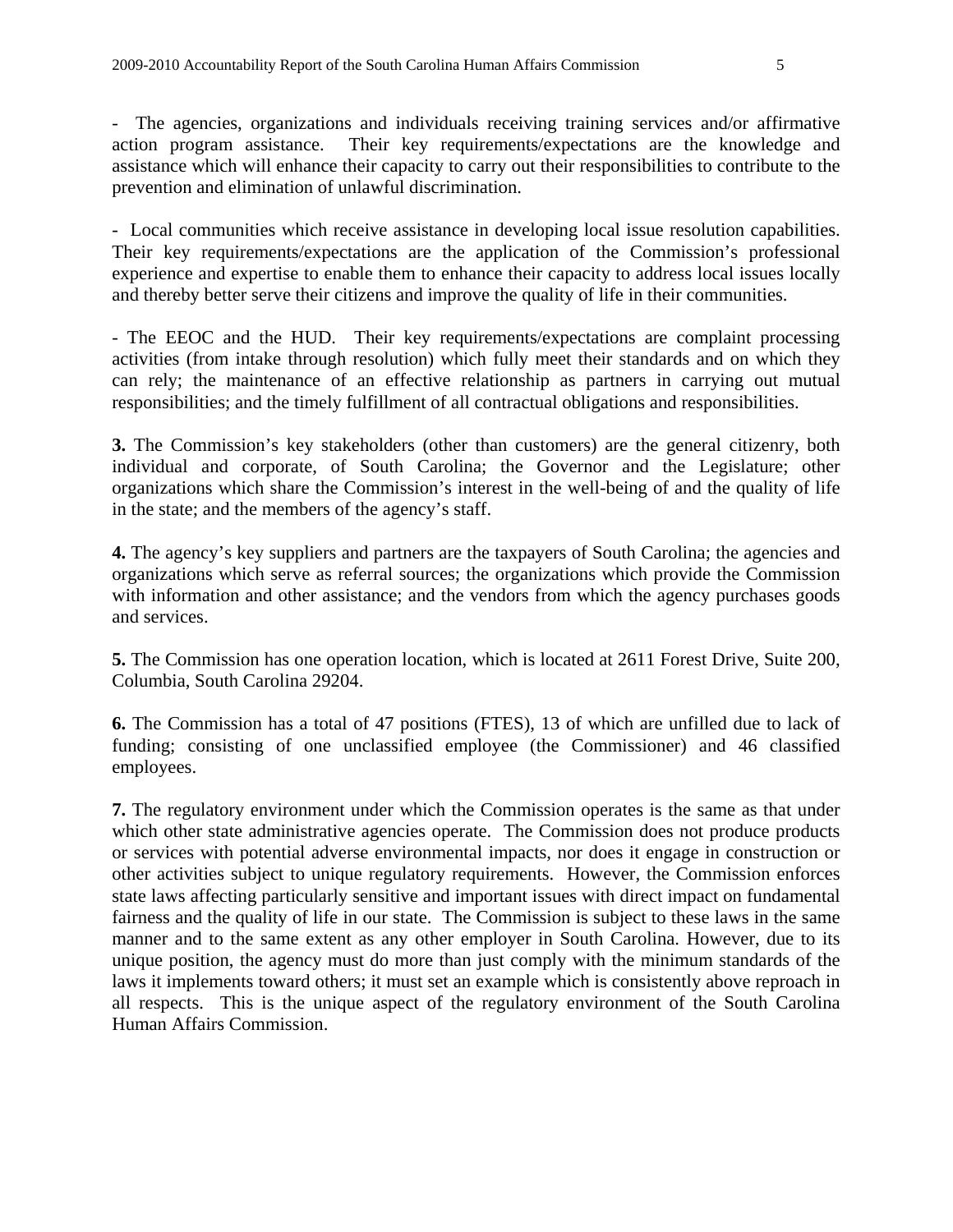- The agencies, organizations and individuals receiving training services and/or affirmative action program assistance. Their key requirements/expectations are the knowledge and assistance which will enhance their capacity to carry out their responsibilities to contribute to the prevention and elimination of unlawful discrimination.

- Local communities which receive assistance in developing local issue resolution capabilities. Their key requirements/expectations are the application of the Commission's professional experience and expertise to enable them to enhance their capacity to address local issues locally and thereby better serve their citizens and improve the quality of life in their communities.

- The EEOC and the HUD. Their key requirements/expectations are complaint processing activities (from intake through resolution) which fully meet their standards and on which they can rely; the maintenance of an effective relationship as partners in carrying out mutual responsibilities; and the timely fulfillment of all contractual obligations and responsibilities.

**3.** The Commission's key stakeholders (other than customers) are the general citizenry, both individual and corporate, of South Carolina; the Governor and the Legislature; other organizations which share the Commission's interest in the well-being of and the quality of life in the state; and the members of the agency's staff.

**4.** The agency's key suppliers and partners are the taxpayers of South Carolina; the agencies and organizations which serve as referral sources; the organizations which provide the Commission with information and other assistance; and the vendors from which the agency purchases goods and services.

**5.** The Commission has one operation location, which is located at 2611 Forest Drive, Suite 200, Columbia, South Carolina 29204.

**6.** The Commission has a total of 47 positions (FTES), 13 of which are unfilled due to lack of funding; consisting of one unclassified employee (the Commissioner) and 46 classified employees.

**7.** The regulatory environment under which the Commission operates is the same as that under which other state administrative agencies operate. The Commission does not produce products or services with potential adverse environmental impacts, nor does it engage in construction or other activities subject to unique regulatory requirements. However, the Commission enforces state laws affecting particularly sensitive and important issues with direct impact on fundamental fairness and the quality of life in our state. The Commission is subject to these laws in the same manner and to the same extent as any other employer in South Carolina. However, due to its unique position, the agency must do more than just comply with the minimum standards of the laws it implements toward others; it must set an example which is consistently above reproach in all respects. This is the unique aspect of the regulatory environment of the South Carolina Human Affairs Commission.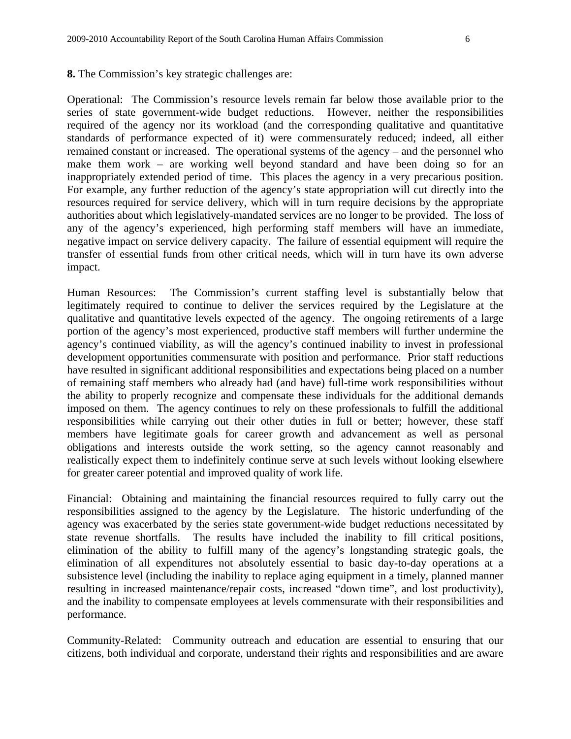**8.** The Commission's key strategic challenges are:

Operational: The Commission's resource levels remain far below those available prior to the series of state government-wide budget reductions. However, neither the responsibilities required of the agency nor its workload (and the corresponding qualitative and quantitative standards of performance expected of it) were commensurately reduced; indeed, all either remained constant or increased. The operational systems of the agency – and the personnel who make them work – are working well beyond standard and have been doing so for an inappropriately extended period of time. This places the agency in a very precarious position. For example, any further reduction of the agency's state appropriation will cut directly into the resources required for service delivery, which will in turn require decisions by the appropriate authorities about which legislatively-mandated services are no longer to be provided. The loss of any of the agency's experienced, high performing staff members will have an immediate, negative impact on service delivery capacity. The failure of essential equipment will require the transfer of essential funds from other critical needs, which will in turn have its own adverse impact.

Human Resources: The Commission's current staffing level is substantially below that legitimately required to continue to deliver the services required by the Legislature at the qualitative and quantitative levels expected of the agency. The ongoing retirements of a large portion of the agency's most experienced, productive staff members will further undermine the agency's continued viability, as will the agency's continued inability to invest in professional development opportunities commensurate with position and performance. Prior staff reductions have resulted in significant additional responsibilities and expectations being placed on a number of remaining staff members who already had (and have) full-time work responsibilities without the ability to properly recognize and compensate these individuals for the additional demands imposed on them. The agency continues to rely on these professionals to fulfill the additional responsibilities while carrying out their other duties in full or better; however, these staff members have legitimate goals for career growth and advancement as well as personal obligations and interests outside the work setting, so the agency cannot reasonably and realistically expect them to indefinitely continue serve at such levels without looking elsewhere for greater career potential and improved quality of work life.

Financial: Obtaining and maintaining the financial resources required to fully carry out the responsibilities assigned to the agency by the Legislature. The historic underfunding of the agency was exacerbated by the series state government-wide budget reductions necessitated by state revenue shortfalls. The results have included the inability to fill critical positions, elimination of the ability to fulfill many of the agency's longstanding strategic goals, the elimination of all expenditures not absolutely essential to basic day-to-day operations at a subsistence level (including the inability to replace aging equipment in a timely, planned manner resulting in increased maintenance/repair costs, increased "down time", and lost productivity), and the inability to compensate employees at levels commensurate with their responsibilities and performance.

Community-Related: Community outreach and education are essential to ensuring that our citizens, both individual and corporate, understand their rights and responsibilities and are aware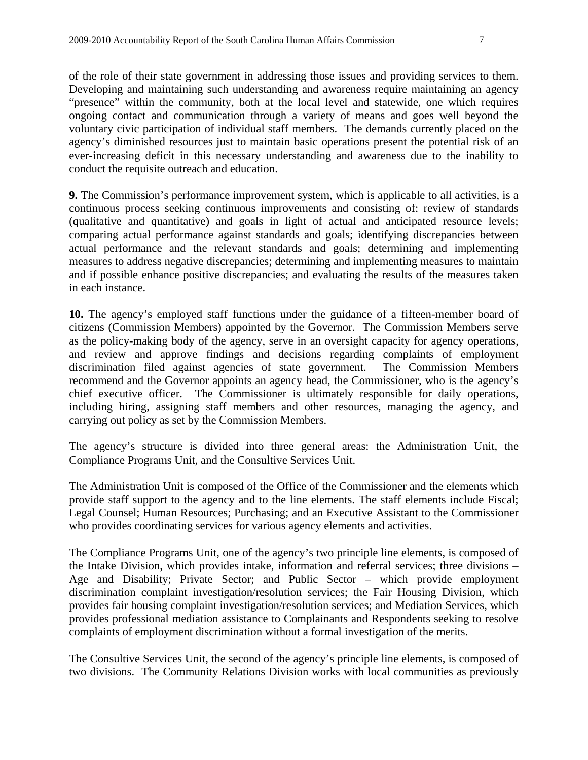of the role of their state government in addressing those issues and providing services to them. Developing and maintaining such understanding and awareness require maintaining an agency "presence" within the community, both at the local level and statewide, one which requires ongoing contact and communication through a variety of means and goes well beyond the voluntary civic participation of individual staff members. The demands currently placed on the agency's diminished resources just to maintain basic operations present the potential risk of an ever-increasing deficit in this necessary understanding and awareness due to the inability to conduct the requisite outreach and education.

**9.** The Commission's performance improvement system, which is applicable to all activities, is a continuous process seeking continuous improvements and consisting of: review of standards (qualitative and quantitative) and goals in light of actual and anticipated resource levels; comparing actual performance against standards and goals; identifying discrepancies between actual performance and the relevant standards and goals; determining and implementing measures to address negative discrepancies; determining and implementing measures to maintain and if possible enhance positive discrepancies; and evaluating the results of the measures taken in each instance.

**10.** The agency's employed staff functions under the guidance of a fifteen-member board of citizens (Commission Members) appointed by the Governor. The Commission Members serve as the policy-making body of the agency, serve in an oversight capacity for agency operations, and review and approve findings and decisions regarding complaints of employment discrimination filed against agencies of state government. The Commission Members recommend and the Governor appoints an agency head, the Commissioner, who is the agency's chief executive officer. The Commissioner is ultimately responsible for daily operations, including hiring, assigning staff members and other resources, managing the agency, and carrying out policy as set by the Commission Members.

The agency's structure is divided into three general areas: the Administration Unit, the Compliance Programs Unit, and the Consultive Services Unit.

The Administration Unit is composed of the Office of the Commissioner and the elements which provide staff support to the agency and to the line elements. The staff elements include Fiscal; Legal Counsel; Human Resources; Purchasing; and an Executive Assistant to the Commissioner who provides coordinating services for various agency elements and activities.

The Compliance Programs Unit, one of the agency's two principle line elements, is composed of the Intake Division, which provides intake, information and referral services; three divisions – Age and Disability; Private Sector; and Public Sector – which provide employment discrimination complaint investigation/resolution services; the Fair Housing Division, which provides fair housing complaint investigation/resolution services; and Mediation Services, which provides professional mediation assistance to Complainants and Respondents seeking to resolve complaints of employment discrimination without a formal investigation of the merits.

The Consultive Services Unit, the second of the agency's principle line elements, is composed of two divisions. The Community Relations Division works with local communities as previously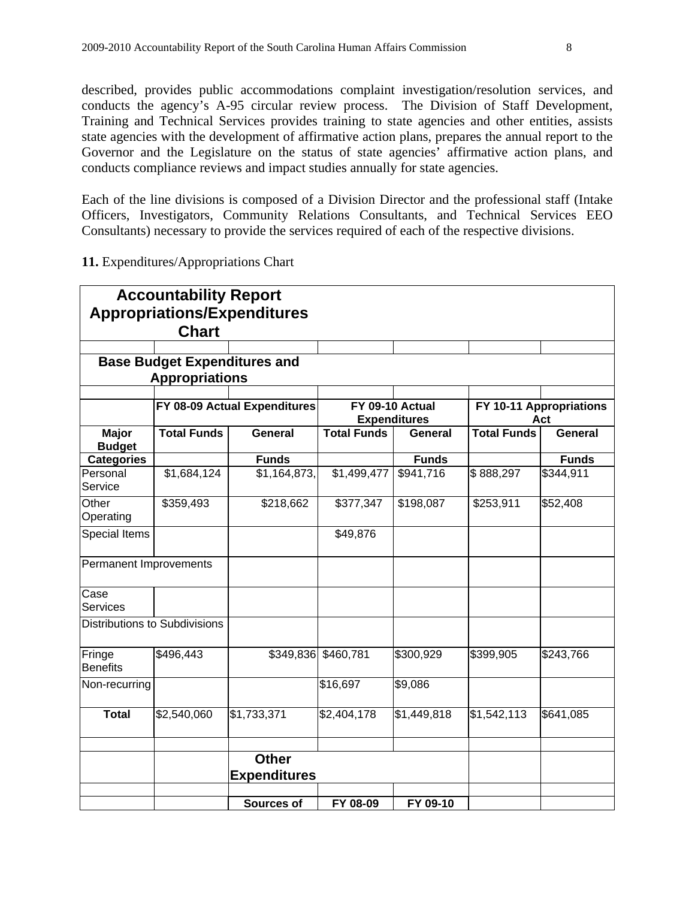described, provides public accommodations complaint investigation/resolution services, and conducts the agency's A-95 circular review process. The Division of Staff Development, Training and Technical Services provides training to state agencies and other entities, assists state agencies with the development of affirmative action plans, prepares the annual report to the Governor and the Legislature on the status of state agencies' affirmative action plans, and conducts compliance reviews and impact studies annually for state agencies.

Each of the line divisions is composed of a Division Director and the professional staff (Intake Officers, Investigators, Community Relations Consultants, and Technical Services EEO Consultants) necessary to provide the services required of each of the respective divisions.

**11.** Expenditures/Appropriations Chart

**Accountability Report Appropriations/Expenditures Chart**

**Base Budget Expenditures and Appropriations**

| | FY 08-09 Actual Expenditures | | FY 09-10 Actual Expenditures | | FY 10-11 Appropriations Act | |
|---|---|---|---|---|---|---|
| **Major Budget Categories** | **Total Funds** | **General Funds** | **Total Funds** | **General Funds** | **Total Funds** | **General Funds** |
| Personal Service | $1,684,124 | $1,164,873, | $1,499,477 | $941,716 | $ 888,297 | $344,911 |
| Other Operating | $359,493 | $218,662 | $377,347 | $198,087 | $253,911 | $52,408 |
| Special Items | | | $49,876 | | | |
| Permanent Improvements | | | | | | |
| Case Services | | | | | | |
| Distributions to Subdivisions | | | | | | |
| Fringe Benefits | $496,443 | $349,836 | $460,781 | $300,929 | $399,905 | $243,766 |
| Non-recurring | | | $16,697 | $9,086 | | |
| **Total** | $2,540,060 | $1,733,371 | $2,404,178 | $1,449,818 | $1,542,113 | $641,085 |

**Other Expenditures**

| | | Sources of | FY 08-09 | FY 09-10 | | |
|---|---|---|---|---|---|---|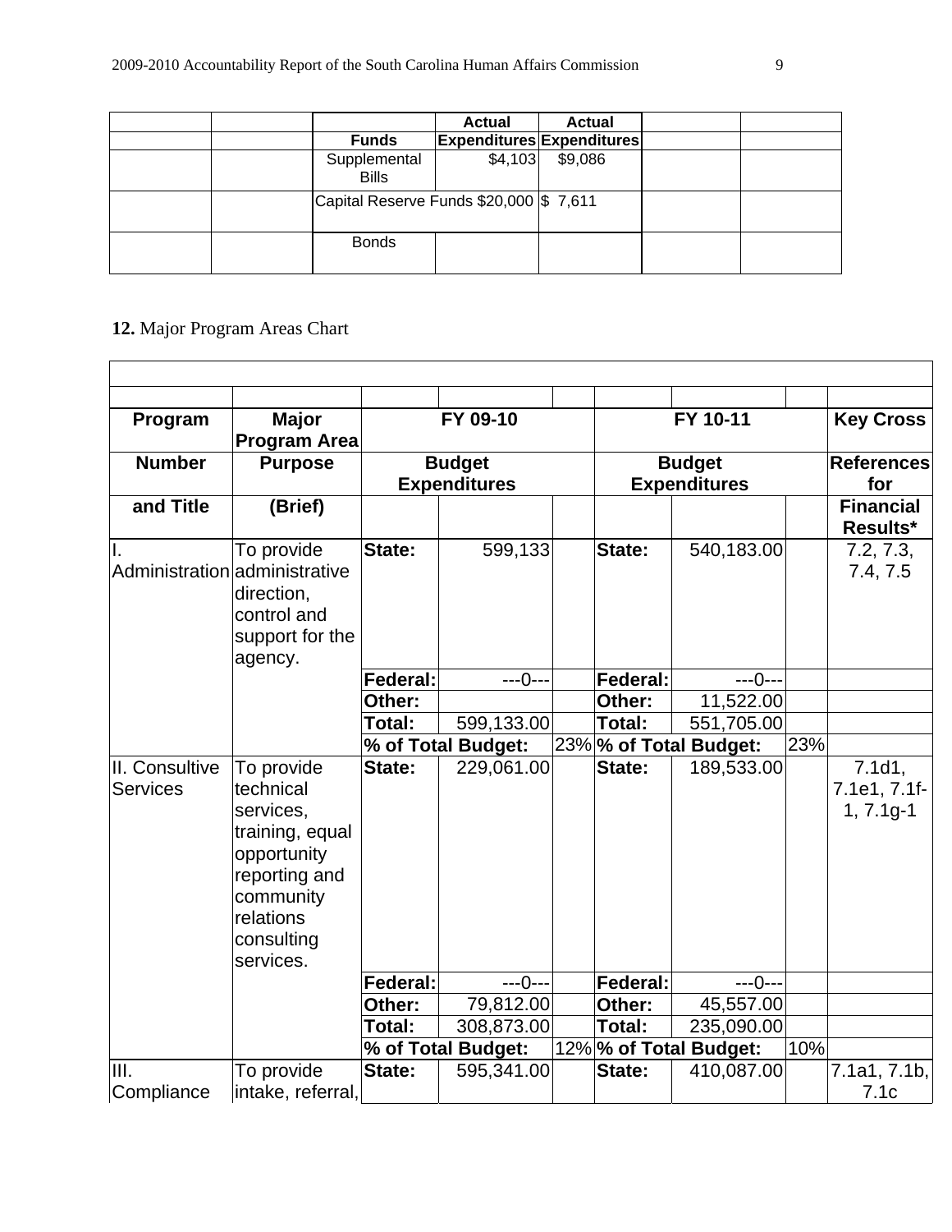| | | Funds | Actual Expenditures | Actual Expenditures | | |
|---|---|---|---|---|---|---|
| | | Supplemental Bills | $4,103 | $9,086 | | |
| | | Capital Reserve Funds | $20,000 | $ 7,611 | | |
| | | Bonds | | | | |

**12.** Major Program Areas Chart

| Program Number and Title | Major Program Area Purpose (Brief) | FY 09-10 Budget Expenditures | | | FY 10-11 Budget Expenditures | | | Key Cross References for Financial Results* |
|---|---|---|---|---|---|---|---|---|
| I. Administration | To provide administrative direction, control and support for the agency. | **State:** | 599,133 | | **State:** | 540,183.00 | | 7.2, 7.3, 7.4, 7.5 |
| | | **Federal:** | ---0--- | | **Federal:** | ---0--- | | |
| | | **Other:** | | | **Other:** | 11,522.00 | | |
| | | **Total:** | 599,133.00 | | **Total:** | 551,705.00 | | |
| | | **% of Total Budget:** | | 23% | **% of Total Budget:** | | 23% | |
| II. Consultive Services | To provide technical services, training, equal opportunity reporting and community relations consulting services. | **State:** | 229,061.00 | | **State:** | 189,533.00 | | 7.1d1, 7.1e1, 7.1f-1, 7.1g-1 |
| | | **Federal:** | ---0--- | | **Federal:** | ---0--- | | |
| | | **Other:** | 79,812.00 | | **Other:** | 45,557.00 | | |
| | | **Total:** | 308,873.00 | | **Total:** | 235,090.00 | | |
| | | **% of Total Budget:** | | 12% | **% of Total Budget:** | | 10% | |
| III. Compliance | To provide intake, referral, | **State:** | 595,341.00 | | **State:** | 410,087.00 | | 7.1a1, 7.1b, 7.1c |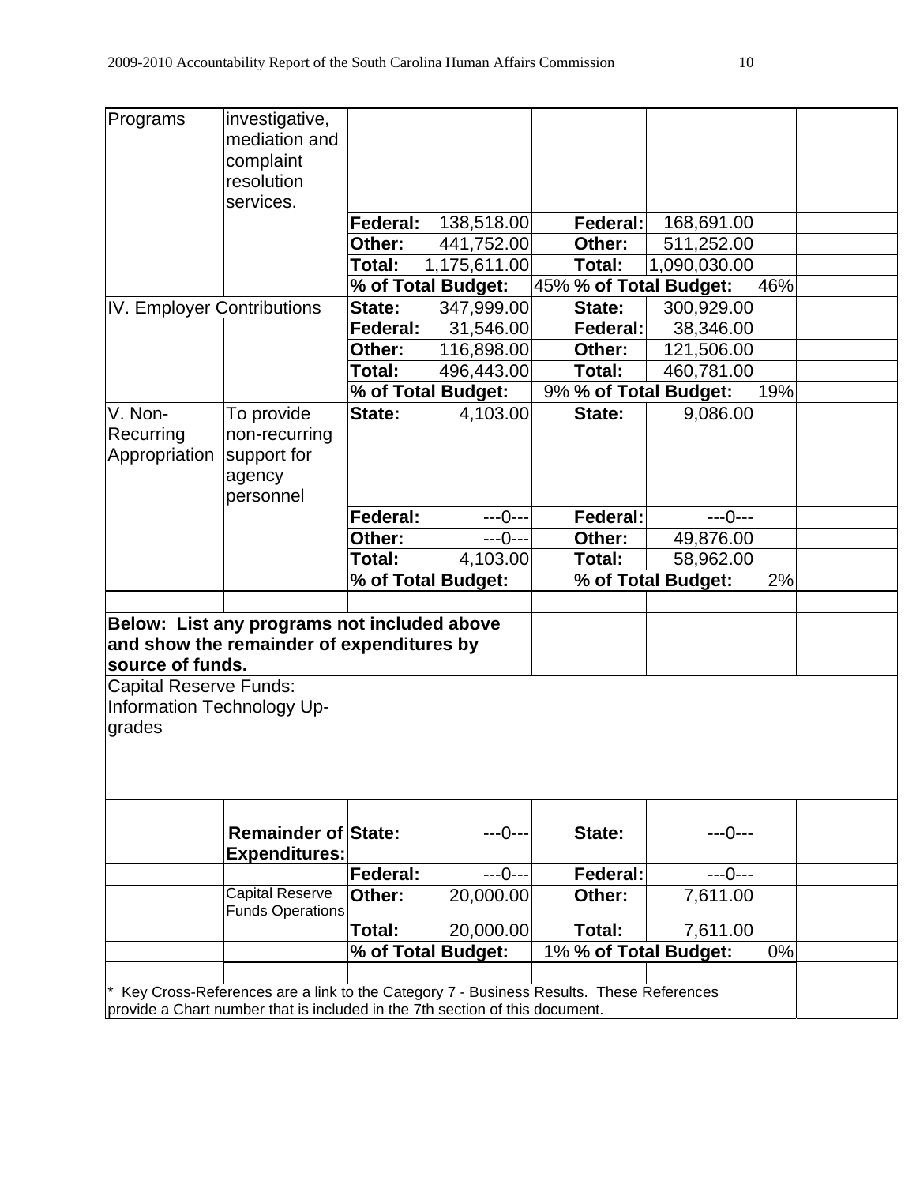| Programs | investigative, mediation and complaint resolution services. | | | | | | | |
|---|---|---|---|---|---|---|---|---|
| | | **Federal:** | 138,518.00 | | **Federal:** | 168,691.00 | | |
| | | **Other:** | 441,752.00 | | **Other:** | 511,252.00 | | |
| | | **Total:** | 1,175,611.00 | | **Total:** | 1,090,030.00 | | |
| | | **% of Total Budget:** | | 45% | **% of Total Budget:** | | 46% | |
| IV. Employer Contributions | | **State:** | 347,999.00 | | **State:** | 300,929.00 | | |
| | | **Federal:** | 31,546.00 | | **Federal:** | 38,346.00 | | |
| | | **Other:** | 116,898.00 | | **Other:** | 121,506.00 | | |
| | | **Total:** | 496,443.00 | | **Total:** | 460,781.00 | | |
| | | **% of Total Budget:** | | 9% | **% of Total Budget:** | | 19% | |
| V. Non-Recurring Appropriation | To provide non-recurring support for agency personnel | **State:** | 4,103.00 | | **State:** | 9,086.00 | | |
| | | **Federal:** | ---0--- | | **Federal:** | ---0--- | | |
| | | **Other:** | ---0--- | | **Other:** | 49,876.00 | | |
| | | **Total:** | 4,103.00 | | **Total:** | 58,962.00 | | |
| | | **% of Total Budget:** | | | **% of Total Budget:** | | 2% | |
| | | | | | | | | |
| **Below: List any programs not included above and show the remainder of expenditures by source of funds.** | | | | | | | | |
| Capital Reserve Funds: Information Technology Up-grades | | | | | | | | |
| | | | | | | | | |
| | **Remainder of Expenditures:** | **State:** | ---0--- | | **State:** | ---0--- | | |
| | | **Federal:** | ---0--- | | **Federal:** | ---0--- | | |
| | Capital Reserve Funds Operations | **Other:** | 20,000.00 | | **Other:** | 7,611.00 | | |
| | | **Total:** | 20,000.00 | | **Total:** | 7,611.00 | | |
| | | **% of Total Budget:** | | 1% | **% of Total Budget:** | | 0% | |
| | | | | | | | | |
| * Key Cross-References are a link to the Category 7 - Business Results. These References provide a Chart number that is included in the 7th section of this document. | | | | | | | | |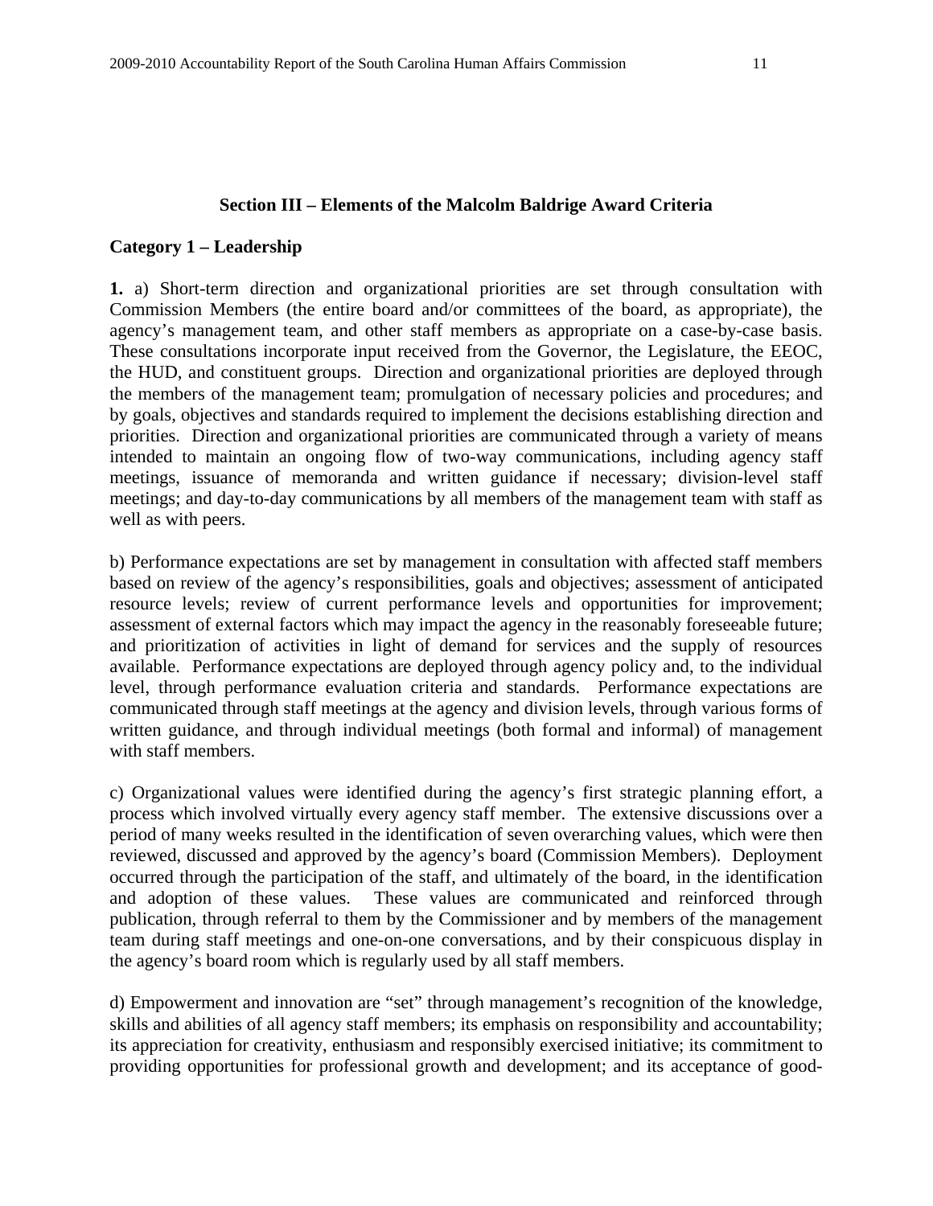## Section III – Elements of the Malcolm Baldrige Award Criteria

### Category 1 – Leadership

**1.** a) Short-term direction and organizational priorities are set through consultation with Commission Members (the entire board and/or committees of the board, as appropriate), the agency's management team, and other staff members as appropriate on a case-by-case basis. These consultations incorporate input received from the Governor, the Legislature, the EEOC, the HUD, and constituent groups. Direction and organizational priorities are deployed through the members of the management team; promulgation of necessary policies and procedures; and by goals, objectives and standards required to implement the decisions establishing direction and priorities. Direction and organizational priorities are communicated through a variety of means intended to maintain an ongoing flow of two-way communications, including agency staff meetings, issuance of memoranda and written guidance if necessary; division-level staff meetings; and day-to-day communications by all members of the management team with staff as well as with peers.

b) Performance expectations are set by management in consultation with affected staff members based on review of the agency's responsibilities, goals and objectives; assessment of anticipated resource levels; review of current performance levels and opportunities for improvement; assessment of external factors which may impact the agency in the reasonably foreseeable future; and prioritization of activities in light of demand for services and the supply of resources available. Performance expectations are deployed through agency policy and, to the individual level, through performance evaluation criteria and standards. Performance expectations are communicated through staff meetings at the agency and division levels, through various forms of written guidance, and through individual meetings (both formal and informal) of management with staff members.

c) Organizational values were identified during the agency's first strategic planning effort, a process which involved virtually every agency staff member. The extensive discussions over a period of many weeks resulted in the identification of seven overarching values, which were then reviewed, discussed and approved by the agency's board (Commission Members). Deployment occurred through the participation of the staff, and ultimately of the board, in the identification and adoption of these values. These values are communicated and reinforced through publication, through referral to them by the Commissioner and by members of the management team during staff meetings and one-on-one conversations, and by their conspicuous display in the agency's board room which is regularly used by all staff members.

d) Empowerment and innovation are "set" through management's recognition of the knowledge, skills and abilities of all agency staff members; its emphasis on responsibility and accountability; its appreciation for creativity, enthusiasm and responsibly exercised initiative; its commitment to providing opportunities for professional growth and development; and its acceptance of good-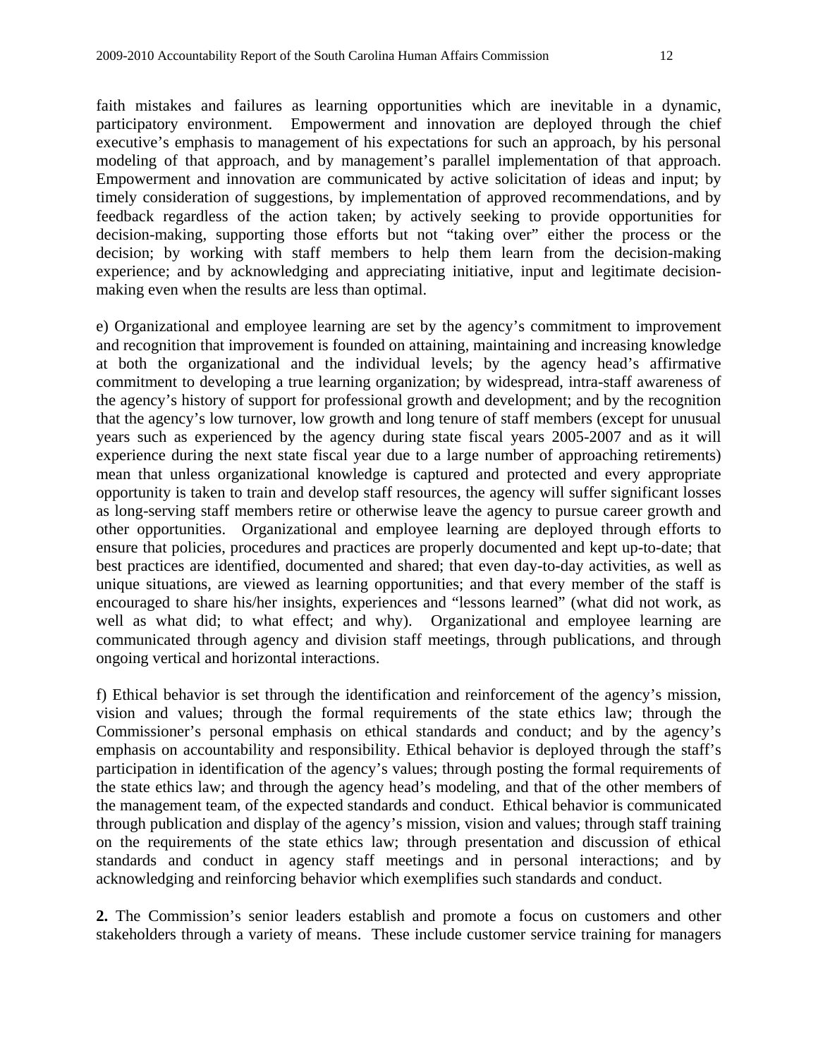faith mistakes and failures as learning opportunities which are inevitable in a dynamic, participatory environment. Empowerment and innovation are deployed through the chief executive's emphasis to management of his expectations for such an approach, by his personal modeling of that approach, and by management's parallel implementation of that approach. Empowerment and innovation are communicated by active solicitation of ideas and input; by timely consideration of suggestions, by implementation of approved recommendations, and by feedback regardless of the action taken; by actively seeking to provide opportunities for decision-making, supporting those efforts but not "taking over" either the process or the decision; by working with staff members to help them learn from the decision-making experience; and by acknowledging and appreciating initiative, input and legitimate decision-making even when the results are less than optimal.

e) Organizational and employee learning are set by the agency's commitment to improvement and recognition that improvement is founded on attaining, maintaining and increasing knowledge at both the organizational and the individual levels; by the agency head's affirmative commitment to developing a true learning organization; by widespread, intra-staff awareness of the agency's history of support for professional growth and development; and by the recognition that the agency's low turnover, low growth and long tenure of staff members (except for unusual years such as experienced by the agency during state fiscal years 2005-2007 and as it will experience during the next state fiscal year due to a large number of approaching retirements) mean that unless organizational knowledge is captured and protected and every appropriate opportunity is taken to train and develop staff resources, the agency will suffer significant losses as long-serving staff members retire or otherwise leave the agency to pursue career growth and other opportunities. Organizational and employee learning are deployed through efforts to ensure that policies, procedures and practices are properly documented and kept up-to-date; that best practices are identified, documented and shared; that even day-to-day activities, as well as unique situations, are viewed as learning opportunities; and that every member of the staff is encouraged to share his/her insights, experiences and "lessons learned" (what did not work, as well as what did; to what effect; and why). Organizational and employee learning are communicated through agency and division staff meetings, through publications, and through ongoing vertical and horizontal interactions.

f) Ethical behavior is set through the identification and reinforcement of the agency's mission, vision and values; through the formal requirements of the state ethics law; through the Commissioner's personal emphasis on ethical standards and conduct; and by the agency's emphasis on accountability and responsibility. Ethical behavior is deployed through the staff's participation in identification of the agency's values; through posting the formal requirements of the state ethics law; and through the agency head's modeling, and that of the other members of the management team, of the expected standards and conduct. Ethical behavior is communicated through publication and display of the agency's mission, vision and values; through staff training on the requirements of the state ethics law; through presentation and discussion of ethical standards and conduct in agency staff meetings and in personal interactions; and by acknowledging and reinforcing behavior which exemplifies such standards and conduct.

**2.** The Commission's senior leaders establish and promote a focus on customers and other stakeholders through a variety of means. These include customer service training for managers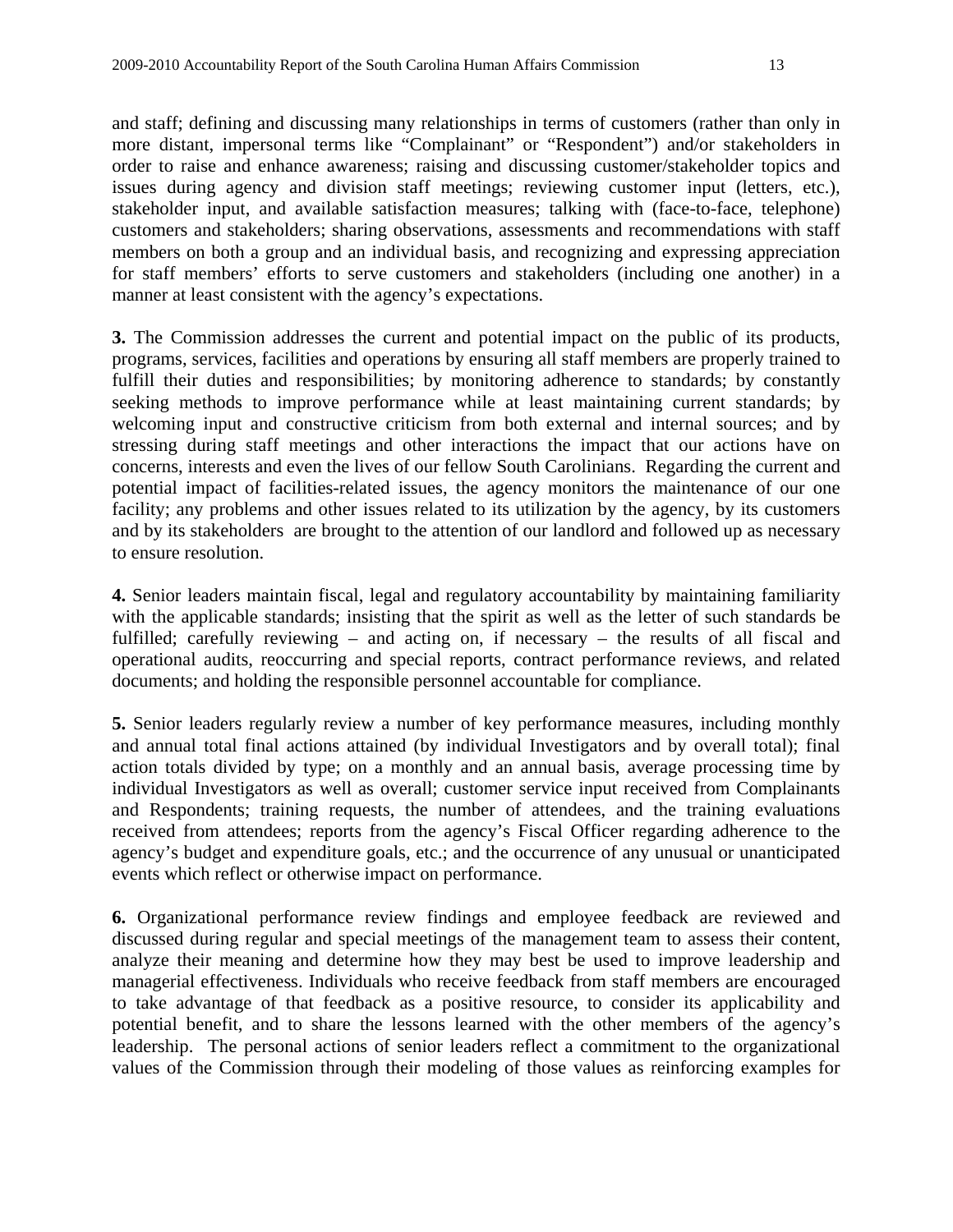and staff; defining and discussing many relationships in terms of customers (rather than only in more distant, impersonal terms like "Complainant" or "Respondent") and/or stakeholders in order to raise and enhance awareness; raising and discussing customer/stakeholder topics and issues during agency and division staff meetings; reviewing customer input (letters, etc.), stakeholder input, and available satisfaction measures; talking with (face-to-face, telephone) customers and stakeholders; sharing observations, assessments and recommendations with staff members on both a group and an individual basis, and recognizing and expressing appreciation for staff members' efforts to serve customers and stakeholders (including one another) in a manner at least consistent with the agency's expectations.

**3.** The Commission addresses the current and potential impact on the public of its products, programs, services, facilities and operations by ensuring all staff members are properly trained to fulfill their duties and responsibilities; by monitoring adherence to standards; by constantly seeking methods to improve performance while at least maintaining current standards; by welcoming input and constructive criticism from both external and internal sources; and by stressing during staff meetings and other interactions the impact that our actions have on concerns, interests and even the lives of our fellow South Carolinians. Regarding the current and potential impact of facilities-related issues, the agency monitors the maintenance of our one facility; any problems and other issues related to its utilization by the agency, by its customers and by its stakeholders are brought to the attention of our landlord and followed up as necessary to ensure resolution.

**4.** Senior leaders maintain fiscal, legal and regulatory accountability by maintaining familiarity with the applicable standards; insisting that the spirit as well as the letter of such standards be fulfilled; carefully reviewing – and acting on, if necessary – the results of all fiscal and operational audits, reoccurring and special reports, contract performance reviews, and related documents; and holding the responsible personnel accountable for compliance.

**5.** Senior leaders regularly review a number of key performance measures, including monthly and annual total final actions attained (by individual Investigators and by overall total); final action totals divided by type; on a monthly and an annual basis, average processing time by individual Investigators as well as overall; customer service input received from Complainants and Respondents; training requests, the number of attendees, and the training evaluations received from attendees; reports from the agency's Fiscal Officer regarding adherence to the agency's budget and expenditure goals, etc.; and the occurrence of any unusual or unanticipated events which reflect or otherwise impact on performance.

**6.** Organizational performance review findings and employee feedback are reviewed and discussed during regular and special meetings of the management team to assess their content, analyze their meaning and determine how they may best be used to improve leadership and managerial effectiveness. Individuals who receive feedback from staff members are encouraged to take advantage of that feedback as a positive resource, to consider its applicability and potential benefit, and to share the lessons learned with the other members of the agency's leadership. The personal actions of senior leaders reflect a commitment to the organizational values of the Commission through their modeling of those values as reinforcing examples for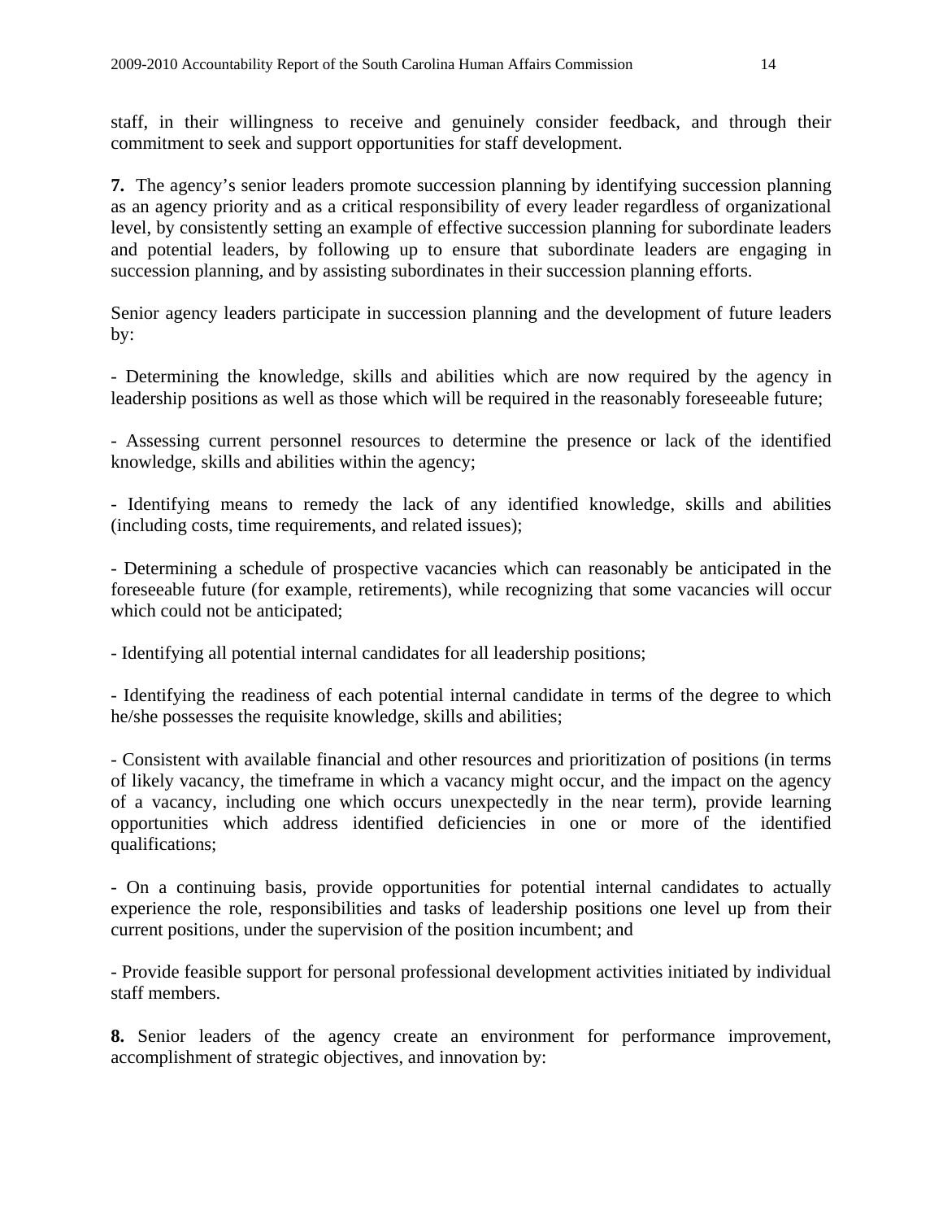staff, in their willingness to receive and genuinely consider feedback, and through their commitment to seek and support opportunities for staff development.

**7.** The agency's senior leaders promote succession planning by identifying succession planning as an agency priority and as a critical responsibility of every leader regardless of organizational level, by consistently setting an example of effective succession planning for subordinate leaders and potential leaders, by following up to ensure that subordinate leaders are engaging in succession planning, and by assisting subordinates in their succession planning efforts.

Senior agency leaders participate in succession planning and the development of future leaders by:

- Determining the knowledge, skills and abilities which are now required by the agency in leadership positions as well as those which will be required in the reasonably foreseeable future;

- Assessing current personnel resources to determine the presence or lack of the identified knowledge, skills and abilities within the agency;

- Identifying means to remedy the lack of any identified knowledge, skills and abilities (including costs, time requirements, and related issues);

- Determining a schedule of prospective vacancies which can reasonably be anticipated in the foreseeable future (for example, retirements), while recognizing that some vacancies will occur which could not be anticipated;

- Identifying all potential internal candidates for all leadership positions;

- Identifying the readiness of each potential internal candidate in terms of the degree to which he/she possesses the requisite knowledge, skills and abilities;

- Consistent with available financial and other resources and prioritization of positions (in terms of likely vacancy, the timeframe in which a vacancy might occur, and the impact on the agency of a vacancy, including one which occurs unexpectedly in the near term), provide learning opportunities which address identified deficiencies in one or more of the identified qualifications;

- On a continuing basis, provide opportunities for potential internal candidates to actually experience the role, responsibilities and tasks of leadership positions one level up from their current positions, under the supervision of the position incumbent; and

- Provide feasible support for personal professional development activities initiated by individual staff members.

**8.** Senior leaders of the agency create an environment for performance improvement, accomplishment of strategic objectives, and innovation by: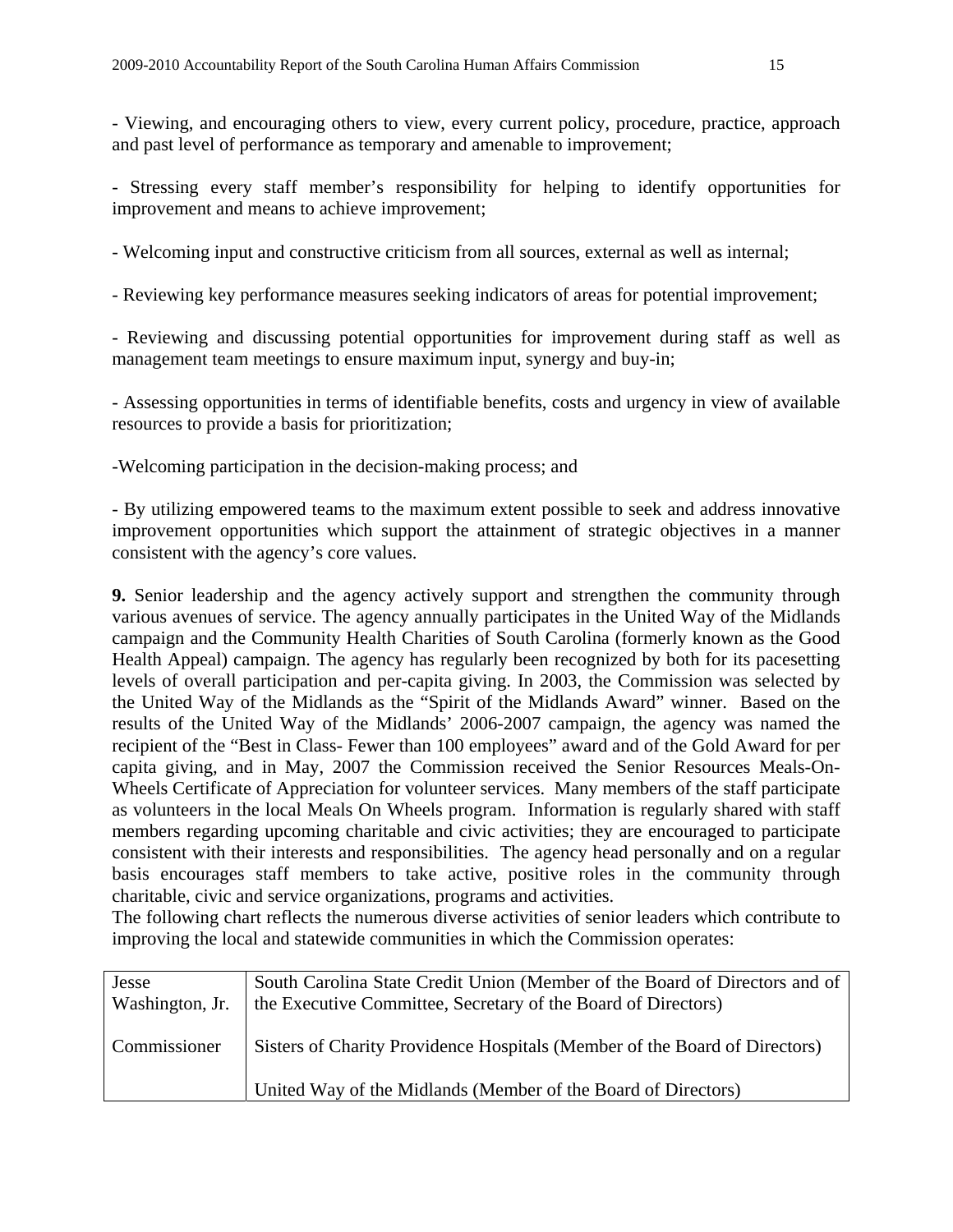- Viewing, and encouraging others to view, every current policy, procedure, practice, approach and past level of performance as temporary and amenable to improvement;

- Stressing every staff member's responsibility for helping to identify opportunities for improvement and means to achieve improvement;

- Welcoming input and constructive criticism from all sources, external as well as internal;

- Reviewing key performance measures seeking indicators of areas for potential improvement;

- Reviewing and discussing potential opportunities for improvement during staff as well as management team meetings to ensure maximum input, synergy and buy-in;

- Assessing opportunities in terms of identifiable benefits, costs and urgency in view of available resources to provide a basis for prioritization;

-Welcoming participation in the decision-making process; and

- By utilizing empowered teams to the maximum extent possible to seek and address innovative improvement opportunities which support the attainment of strategic objectives in a manner consistent with the agency's core values.

**9.** Senior leadership and the agency actively support and strengthen the community through various avenues of service. The agency annually participates in the United Way of the Midlands campaign and the Community Health Charities of South Carolina (formerly known as the Good Health Appeal) campaign. The agency has regularly been recognized by both for its pacesetting levels of overall participation and per-capita giving. In 2003, the Commission was selected by the United Way of the Midlands as the "Spirit of the Midlands Award" winner. Based on the results of the United Way of the Midlands' 2006-2007 campaign, the agency was named the recipient of the "Best in Class- Fewer than 100 employees" award and of the Gold Award for per capita giving, and in May, 2007 the Commission received the Senior Resources Meals-On-Wheels Certificate of Appreciation for volunteer services. Many members of the staff participate as volunteers in the local Meals On Wheels program. Information is regularly shared with staff members regarding upcoming charitable and civic activities; they are encouraged to participate consistent with their interests and responsibilities. The agency head personally and on a regular basis encourages staff members to take active, positive roles in the community through charitable, civic and service organizations, programs and activities.
The following chart reflects the numerous diverse activities of senior leaders which contribute to improving the local and statewide communities in which the Commission operates:

| | |
|---|---|
| Jesse Washington, Jr.<br><br>Commissioner | South Carolina State Credit Union (Member of the Board of Directors and of the Executive Committee, Secretary of the Board of Directors)<br><br>Sisters of Charity Providence Hospitals (Member of the Board of Directors)<br><br>United Way of the Midlands (Member of the Board of Directors) |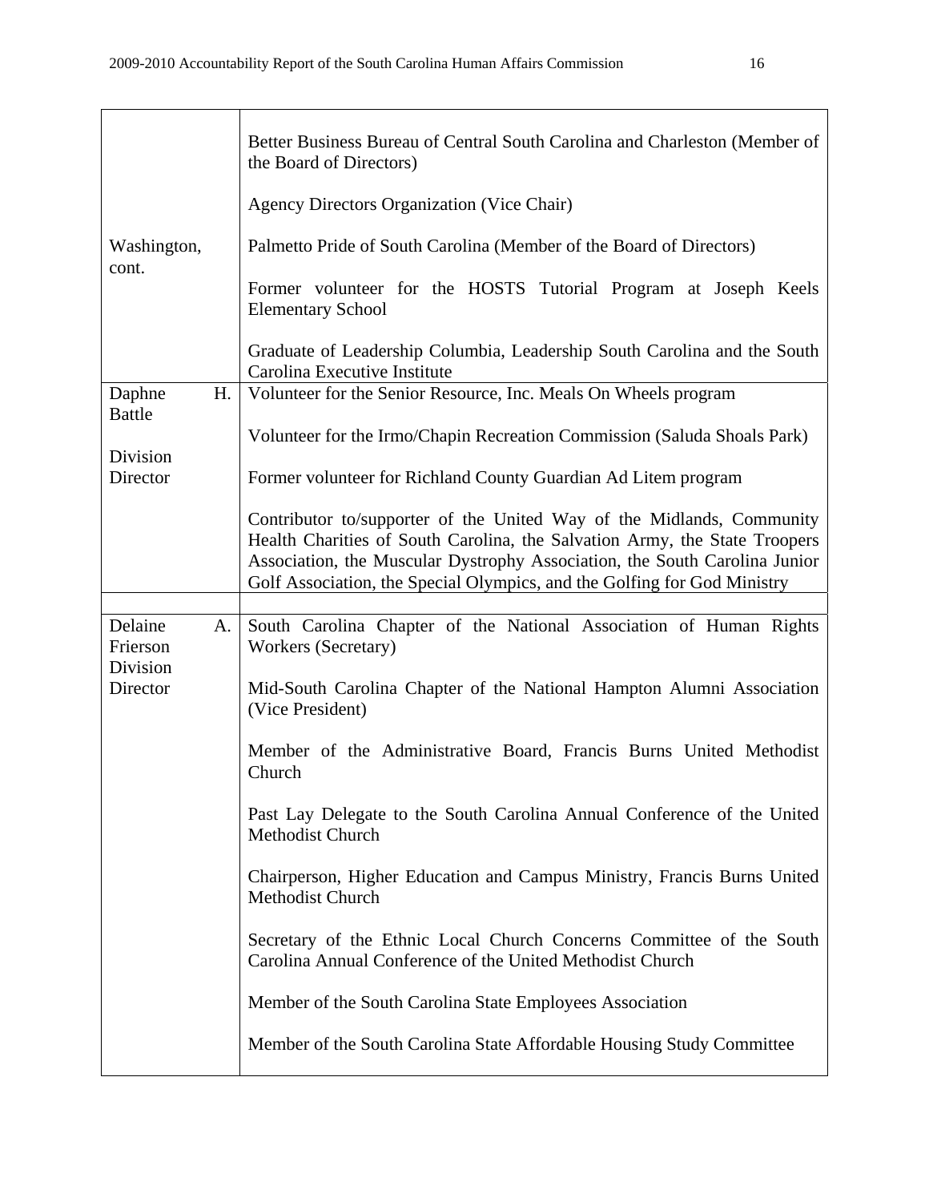| | |
|---|---|
| Washington, cont. | Better Business Bureau of Central South Carolina and Charleston (Member of the Board of Directors)<br><br>Agency Directors Organization (Vice Chair)<br><br>Palmetto Pride of South Carolina (Member of the Board of Directors)<br><br>Former volunteer for the HOSTS Tutorial Program at Joseph Keels Elementary School<br><br>Graduate of Leadership Columbia, Leadership South Carolina and the South Carolina Executive Institute |
| Daphne H. Battle<br><br>Division Director | Volunteer for the Senior Resource, Inc. Meals On Wheels program<br><br>Volunteer for the Irmo/Chapin Recreation Commission (Saluda Shoals Park)<br><br>Former volunteer for Richland County Guardian Ad Litem program<br><br>Contributor to/supporter of the United Way of the Midlands, Community Health Charities of South Carolina, the Salvation Army, the State Troopers Association, the Muscular Dystrophy Association, the South Carolina Junior Golf Association, the Special Olympics, and the Golfing for God Ministry |
| | |
| Delaine A. Frierson Division Director | South Carolina Chapter of the National Association of Human Rights Workers (Secretary)<br><br>Mid-South Carolina Chapter of the National Hampton Alumni Association (Vice President)<br><br>Member of the Administrative Board, Francis Burns United Methodist Church<br><br>Past Lay Delegate to the South Carolina Annual Conference of the United Methodist Church<br><br>Chairperson, Higher Education and Campus Ministry, Francis Burns United Methodist Church<br><br>Secretary of the Ethnic Local Church Concerns Committee of the South Carolina Annual Conference of the United Methodist Church<br><br>Member of the South Carolina State Employees Association<br><br>Member of the South Carolina State Affordable Housing Study Committee |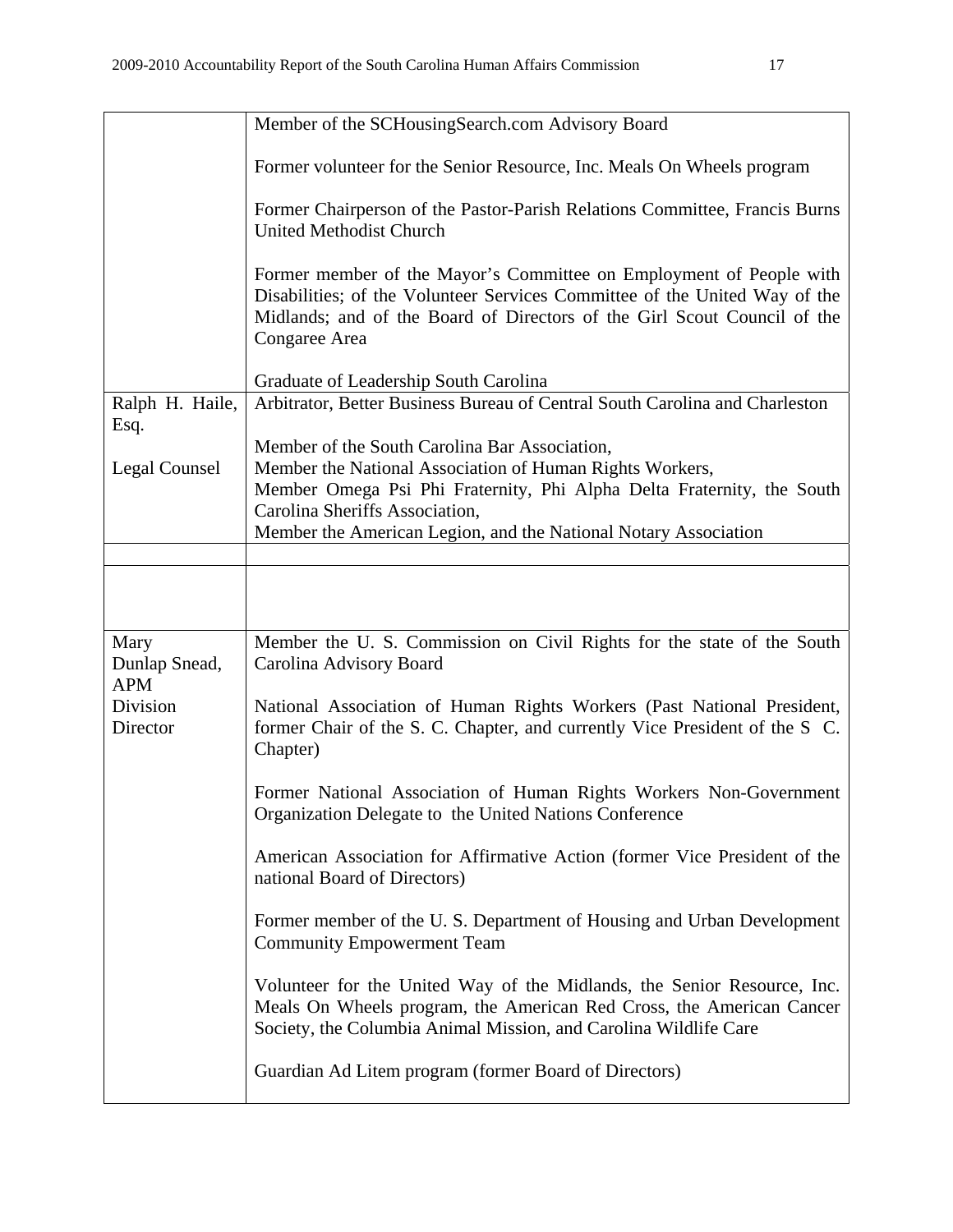| | |
|---|---|
| | Member of the SCHousingSearch.com Advisory Board<br><br>Former volunteer for the Senior Resource, Inc. Meals On Wheels program<br><br>Former Chairperson of the Pastor-Parish Relations Committee, Francis Burns United Methodist Church<br><br>Former member of the Mayor's Committee on Employment of People with Disabilities; of the Volunteer Services Committee of the United Way of the Midlands; and of the Board of Directors of the Girl Scout Council of the Congaree Area<br><br>Graduate of Leadership South Carolina |
| Ralph H. Haile, Esq.<br><br>Legal Counsel | Arbitrator, Better Business Bureau of Central South Carolina and Charleston<br><br>Member of the South Carolina Bar Association,<br>Member the National Association of Human Rights Workers,<br>Member Omega Psi Phi Fraternity, Phi Alpha Delta Fraternity, the South Carolina Sheriffs Association,<br>Member the American Legion, and the National Notary Association |
| | |
| | |
| Mary Dunlap Snead, APM<br>Division Director | Member the U. S. Commission on Civil Rights for the state of the South Carolina Advisory Board<br><br>National Association of Human Rights Workers (Past National President, former Chair of the S. C. Chapter, and currently Vice President of the S C. Chapter)<br><br>Former National Association of Human Rights Workers Non-Government Organization Delegate to the United Nations Conference<br><br>American Association for Affirmative Action (former Vice President of the national Board of Directors)<br><br>Former member of the U. S. Department of Housing and Urban Development Community Empowerment Team<br><br>Volunteer for the United Way of the Midlands, the Senior Resource, Inc. Meals On Wheels program, the American Red Cross, the American Cancer Society, the Columbia Animal Mission, and Carolina Wildlife Care<br><br>Guardian Ad Litem program (former Board of Directors) |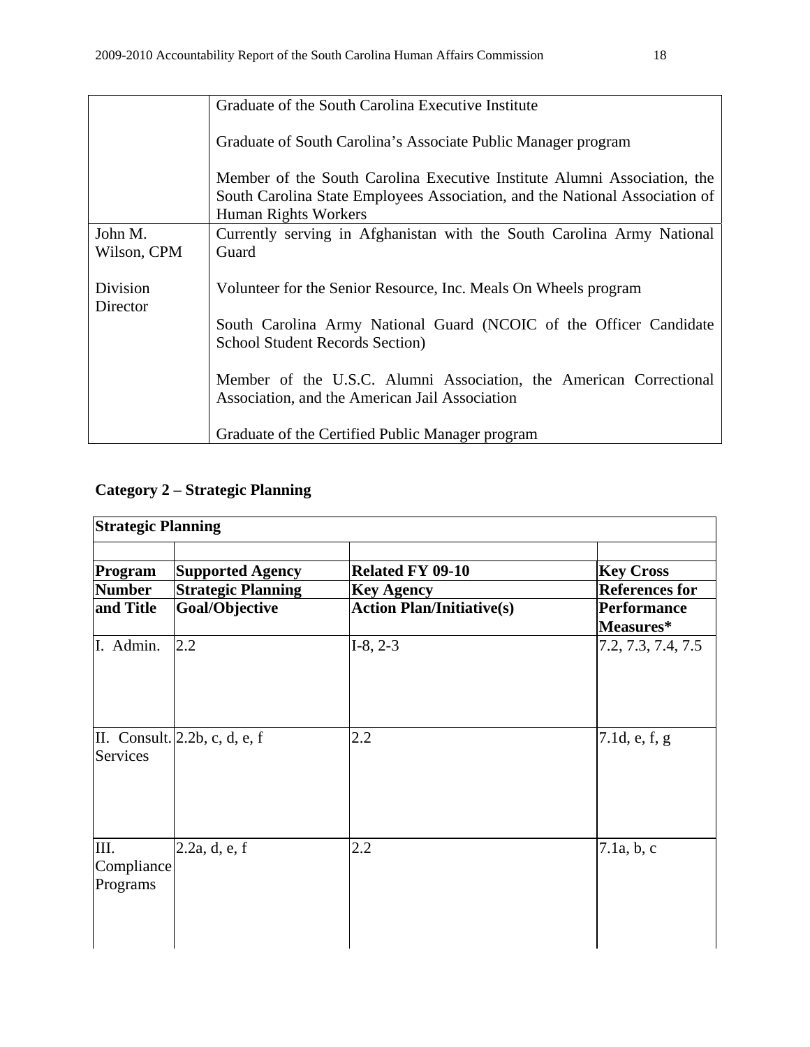| | |
|---|---|
| | Graduate of the South Carolina Executive Institute<br><br>Graduate of South Carolina's Associate Public Manager program<br><br>Member of the South Carolina Executive Institute Alumni Association, the South Carolina State Employees Association, and the National Association of Human Rights Workers |
| John M. Wilson, CPM<br><br>Division Director | Currently serving in Afghanistan with the South Carolina Army National Guard<br><br>Volunteer for the Senior Resource, Inc. Meals On Wheels program<br><br>South Carolina Army National Guard (NCOIC of the Officer Candidate School Student Records Section)<br><br>Member of the U.S.C. Alumni Association, the American Correctional Association, and the American Jail Association<br><br>Graduate of the Certified Public Manager program |

**Category 2 – Strategic Planning**

| **Strategic Planning** | | | |
|---|---|---|---|
| | | | |
| **Program Number and Title** | **Supported Agency Strategic Planning Goal/Objective** | **Related FY 09-10 Key Agency Action Plan/Initiative(s)** | **Key Cross References for Performance Measures*** |
| I. Admin. | 2.2 | I-8, 2-3 | 7.2, 7.3, 7.4, 7.5 |
| II. Consult. Services | 2.2b, c, d, e, f | 2.2 | 7.1d, e, f, g |
| III. Compliance Programs | 2.2a, d, e, f | 2.2 | 7.1a, b, c |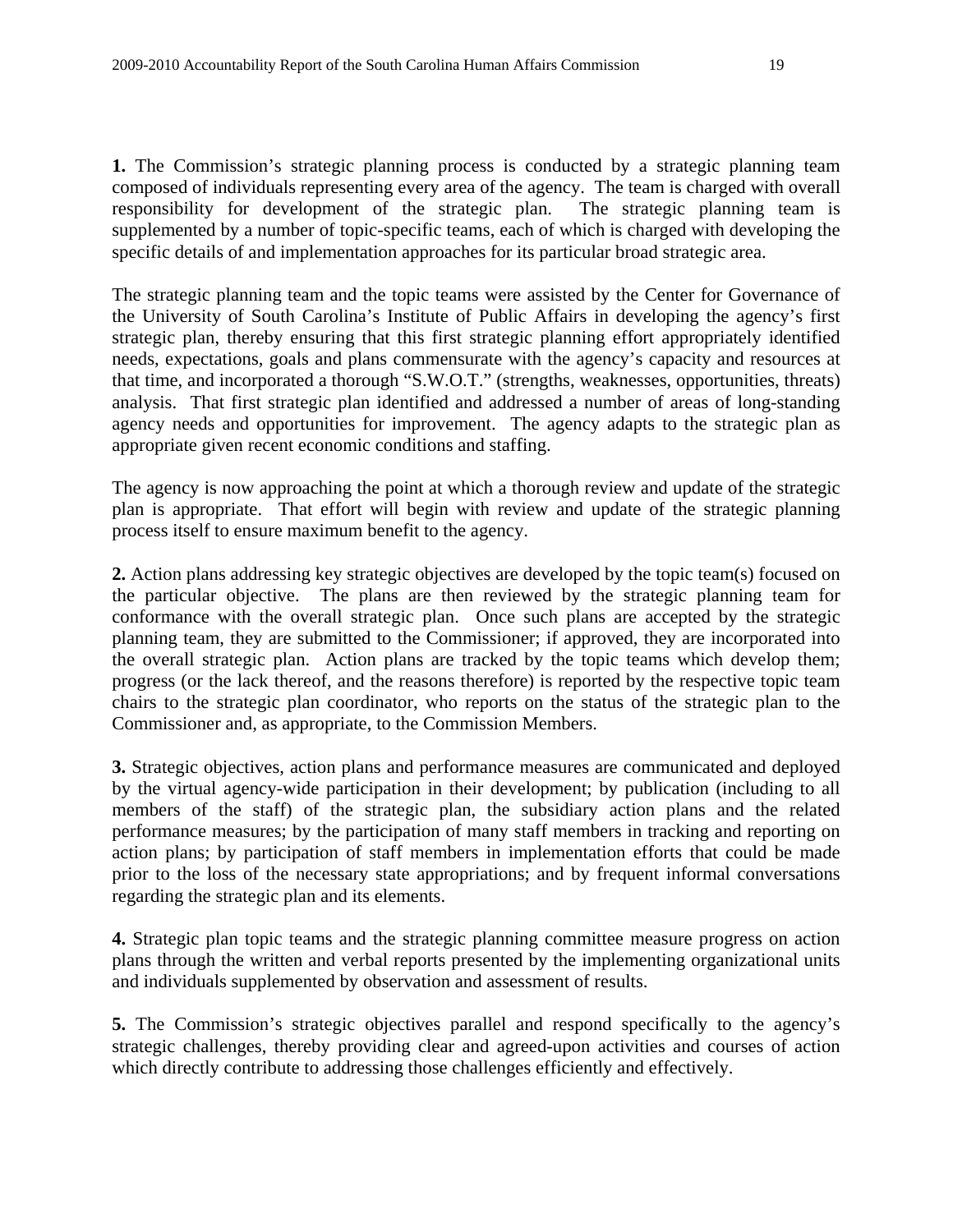**1.** The Commission's strategic planning process is conducted by a strategic planning team composed of individuals representing every area of the agency. The team is charged with overall responsibility for development of the strategic plan. The strategic planning team is supplemented by a number of topic-specific teams, each of which is charged with developing the specific details of and implementation approaches for its particular broad strategic area.

The strategic planning team and the topic teams were assisted by the Center for Governance of the University of South Carolina's Institute of Public Affairs in developing the agency's first strategic plan, thereby ensuring that this first strategic planning effort appropriately identified needs, expectations, goals and plans commensurate with the agency's capacity and resources at that time, and incorporated a thorough "S.W.O.T." (strengths, weaknesses, opportunities, threats) analysis. That first strategic plan identified and addressed a number of areas of long-standing agency needs and opportunities for improvement. The agency adapts to the strategic plan as appropriate given recent economic conditions and staffing.

The agency is now approaching the point at which a thorough review and update of the strategic plan is appropriate. That effort will begin with review and update of the strategic planning process itself to ensure maximum benefit to the agency.

**2.** Action plans addressing key strategic objectives are developed by the topic team(s) focused on the particular objective. The plans are then reviewed by the strategic planning team for conformance with the overall strategic plan. Once such plans are accepted by the strategic planning team, they are submitted to the Commissioner; if approved, they are incorporated into the overall strategic plan. Action plans are tracked by the topic teams which develop them; progress (or the lack thereof, and the reasons therefore) is reported by the respective topic team chairs to the strategic plan coordinator, who reports on the status of the strategic plan to the Commissioner and, as appropriate, to the Commission Members.

**3.** Strategic objectives, action plans and performance measures are communicated and deployed by the virtual agency-wide participation in their development; by publication (including to all members of the staff) of the strategic plan, the subsidiary action plans and the related performance measures; by the participation of many staff members in tracking and reporting on action plans; by participation of staff members in implementation efforts that could be made prior to the loss of the necessary state appropriations; and by frequent informal conversations regarding the strategic plan and its elements.

**4.** Strategic plan topic teams and the strategic planning committee measure progress on action plans through the written and verbal reports presented by the implementing organizational units and individuals supplemented by observation and assessment of results.

**5.** The Commission's strategic objectives parallel and respond specifically to the agency's strategic challenges, thereby providing clear and agreed-upon activities and courses of action which directly contribute to addressing those challenges efficiently and effectively.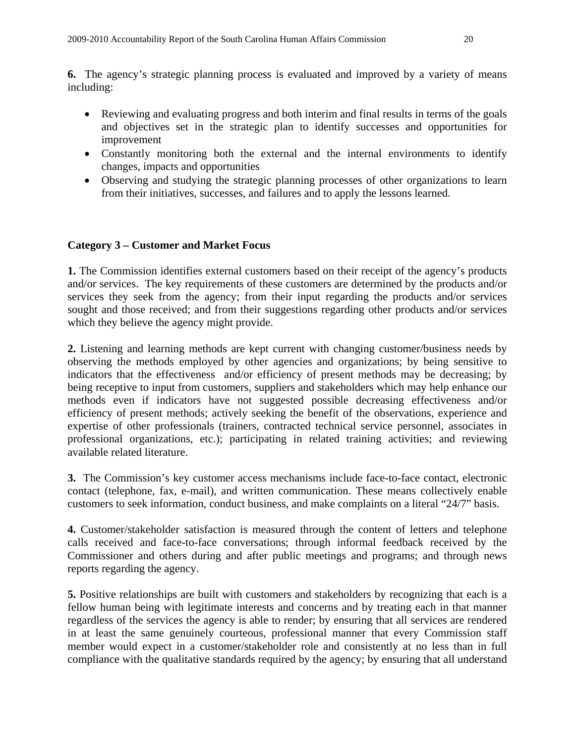**6.** The agency's strategic planning process is evaluated and improved by a variety of means including:

- Reviewing and evaluating progress and both interim and final results in terms of the goals and objectives set in the strategic plan to identify successes and opportunities for improvement
- Constantly monitoring both the external and the internal environments to identify changes, impacts and opportunities
- Observing and studying the strategic planning processes of other organizations to learn from their initiatives, successes, and failures and to apply the lessons learned.

**Category 3 – Customer and Market Focus**

**1.** The Commission identifies external customers based on their receipt of the agency's products and/or services. The key requirements of these customers are determined by the products and/or services they seek from the agency; from their input regarding the products and/or services sought and those received; and from their suggestions regarding other products and/or services which they believe the agency might provide.

**2.** Listening and learning methods are kept current with changing customer/business needs by observing the methods employed by other agencies and organizations; by being sensitive to indicators that the effectiveness and/or efficiency of present methods may be decreasing; by being receptive to input from customers, suppliers and stakeholders which may help enhance our methods even if indicators have not suggested possible decreasing effectiveness and/or efficiency of present methods; actively seeking the benefit of the observations, experience and expertise of other professionals (trainers, contracted technical service personnel, associates in professional organizations, etc.); participating in related training activities; and reviewing available related literature.

**3.** The Commission's key customer access mechanisms include face-to-face contact, electronic contact (telephone, fax, e-mail), and written communication. These means collectively enable customers to seek information, conduct business, and make complaints on a literal "24/7" basis.

**4.** Customer/stakeholder satisfaction is measured through the content of letters and telephone calls received and face-to-face conversations; through informal feedback received by the Commissioner and others during and after public meetings and programs; and through news reports regarding the agency.

**5.** Positive relationships are built with customers and stakeholders by recognizing that each is a fellow human being with legitimate interests and concerns and by treating each in that manner regardless of the services the agency is able to render; by ensuring that all services are rendered in at least the same genuinely courteous, professional manner that every Commission staff member would expect in a customer/stakeholder role and consistently at no less than in full compliance with the qualitative standards required by the agency; by ensuring that all understand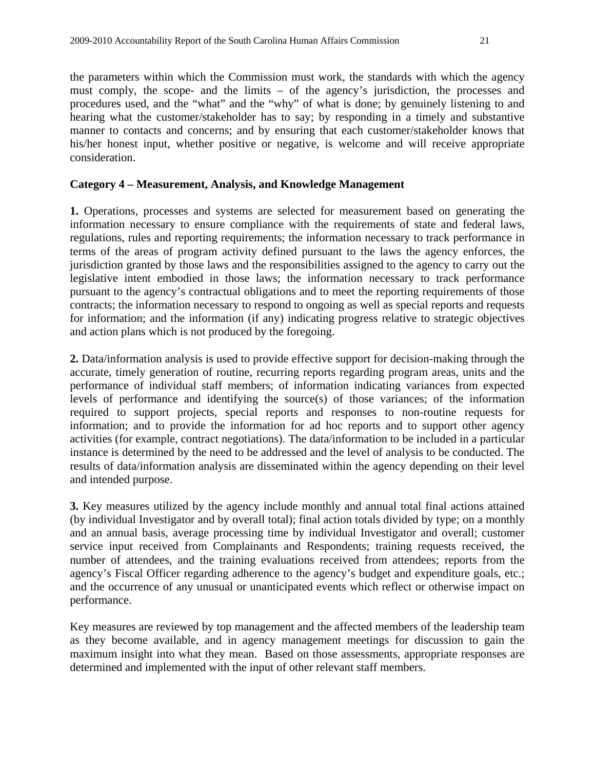the parameters within which the Commission must work, the standards with which the agency must comply, the scope- and the limits – of the agency's jurisdiction, the processes and procedures used, and the "what" and the "why" of what is done; by genuinely listening to and hearing what the customer/stakeholder has to say; by responding in a timely and substantive manner to contacts and concerns; and by ensuring that each customer/stakeholder knows that his/her honest input, whether positive or negative, is welcome and will receive appropriate consideration.

**Category 4 – Measurement, Analysis, and Knowledge Management**

**1.** Operations, processes and systems are selected for measurement based on generating the information necessary to ensure compliance with the requirements of state and federal laws, regulations, rules and reporting requirements; the information necessary to track performance in terms of the areas of program activity defined pursuant to the laws the agency enforces, the jurisdiction granted by those laws and the responsibilities assigned to the agency to carry out the legislative intent embodied in those laws; the information necessary to track performance pursuant to the agency's contractual obligations and to meet the reporting requirements of those contracts; the information necessary to respond to ongoing as well as special reports and requests for information; and the information (if any) indicating progress relative to strategic objectives and action plans which is not produced by the foregoing.

**2.** Data/information analysis is used to provide effective support for decision-making through the accurate, timely generation of routine, recurring reports regarding program areas, units and the performance of individual staff members; of information indicating variances from expected levels of performance and identifying the source(s) of those variances; of the information required to support projects, special reports and responses to non-routine requests for information; and to provide the information for ad hoc reports and to support other agency activities (for example, contract negotiations). The data/information to be included in a particular instance is determined by the need to be addressed and the level of analysis to be conducted. The results of data/information analysis are disseminated within the agency depending on their level and intended purpose.

**3.** Key measures utilized by the agency include monthly and annual total final actions attained (by individual Investigator and by overall total); final action totals divided by type; on a monthly and an annual basis, average processing time by individual Investigator and overall; customer service input received from Complainants and Respondents; training requests received, the number of attendees, and the training evaluations received from attendees; reports from the agency's Fiscal Officer regarding adherence to the agency's budget and expenditure goals, etc.; and the occurrence of any unusual or unanticipated events which reflect or otherwise impact on performance.

Key measures are reviewed by top management and the affected members of the leadership team as they become available, and in agency management meetings for discussion to gain the maximum insight into what they mean. Based on those assessments, appropriate responses are determined and implemented with the input of other relevant staff members.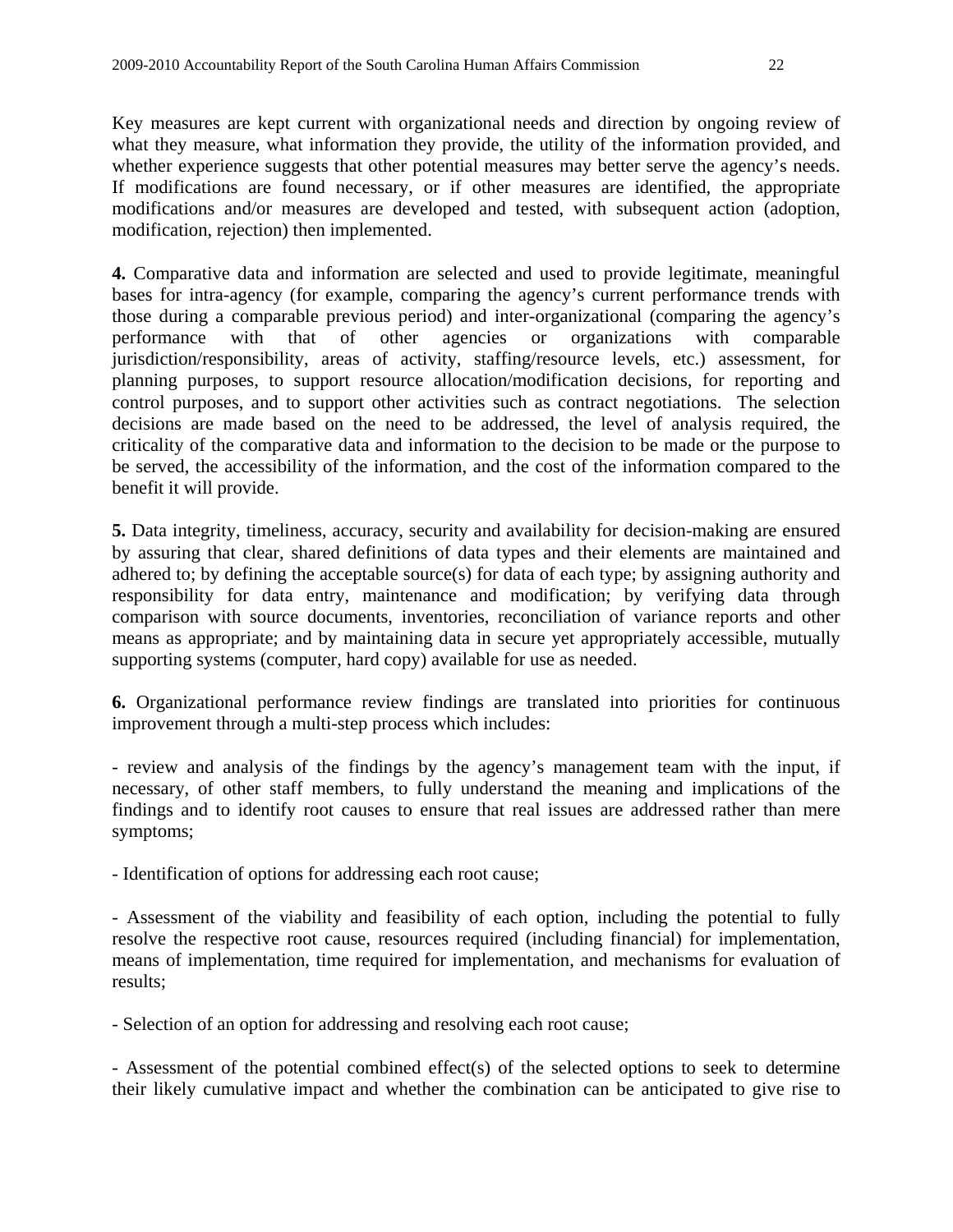Key measures are kept current with organizational needs and direction by ongoing review of what they measure, what information they provide, the utility of the information provided, and whether experience suggests that other potential measures may better serve the agency's needs. If modifications are found necessary, or if other measures are identified, the appropriate modifications and/or measures are developed and tested, with subsequent action (adoption, modification, rejection) then implemented.

**4.** Comparative data and information are selected and used to provide legitimate, meaningful bases for intra-agency (for example, comparing the agency's current performance trends with those during a comparable previous period) and inter-organizational (comparing the agency's performance with that of other agencies or organizations with comparable jurisdiction/responsibility, areas of activity, staffing/resource levels, etc.) assessment, for planning purposes, to support resource allocation/modification decisions, for reporting and control purposes, and to support other activities such as contract negotiations. The selection decisions are made based on the need to be addressed, the level of analysis required, the criticality of the comparative data and information to the decision to be made or the purpose to be served, the accessibility of the information, and the cost of the information compared to the benefit it will provide.

**5.** Data integrity, timeliness, accuracy, security and availability for decision-making are ensured by assuring that clear, shared definitions of data types and their elements are maintained and adhered to; by defining the acceptable source(s) for data of each type; by assigning authority and responsibility for data entry, maintenance and modification; by verifying data through comparison with source documents, inventories, reconciliation of variance reports and other means as appropriate; and by maintaining data in secure yet appropriately accessible, mutually supporting systems (computer, hard copy) available for use as needed.

**6.** Organizational performance review findings are translated into priorities for continuous improvement through a multi-step process which includes:

- review and analysis of the findings by the agency's management team with the input, if necessary, of other staff members, to fully understand the meaning and implications of the findings and to identify root causes to ensure that real issues are addressed rather than mere symptoms;

- Identification of options for addressing each root cause;

- Assessment of the viability and feasibility of each option, including the potential to fully resolve the respective root cause, resources required (including financial) for implementation, means of implementation, time required for implementation, and mechanisms for evaluation of results;

- Selection of an option for addressing and resolving each root cause;

- Assessment of the potential combined effect(s) of the selected options to seek to determine their likely cumulative impact and whether the combination can be anticipated to give rise to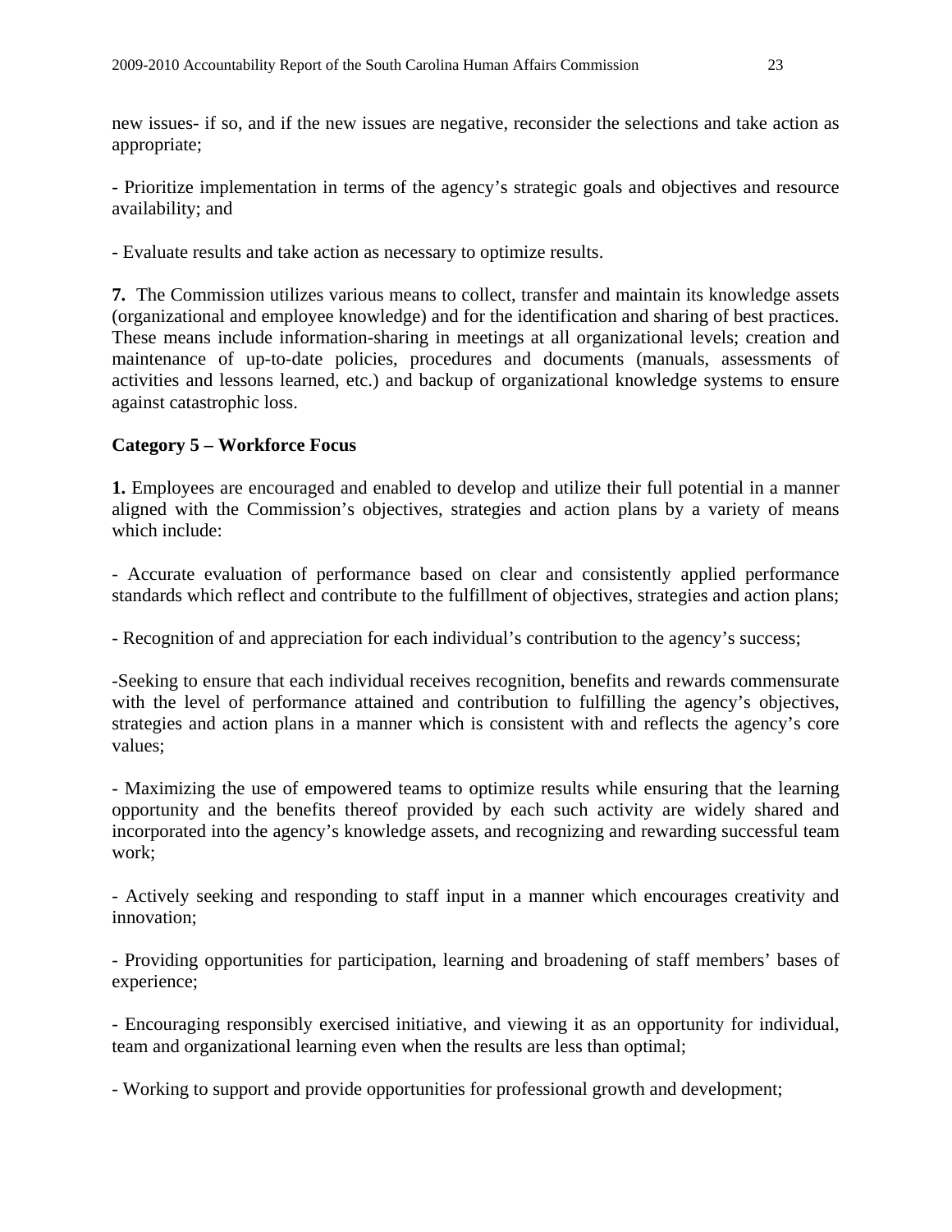new issues- if so, and if the new issues are negative, reconsider the selections and take action as appropriate;

- Prioritize implementation in terms of the agency's strategic goals and objectives and resource availability; and

- Evaluate results and take action as necessary to optimize results.

**7.** The Commission utilizes various means to collect, transfer and maintain its knowledge assets (organizational and employee knowledge) and for the identification and sharing of best practices. These means include information-sharing in meetings at all organizational levels; creation and maintenance of up-to-date policies, procedures and documents (manuals, assessments of activities and lessons learned, etc.) and backup of organizational knowledge systems to ensure against catastrophic loss.

**Category 5 – Workforce Focus**

**1.** Employees are encouraged and enabled to develop and utilize their full potential in a manner aligned with the Commission's objectives, strategies and action plans by a variety of means which include:

- Accurate evaluation of performance based on clear and consistently applied performance standards which reflect and contribute to the fulfillment of objectives, strategies and action plans;

- Recognition of and appreciation for each individual's contribution to the agency's success;

-Seeking to ensure that each individual receives recognition, benefits and rewards commensurate with the level of performance attained and contribution to fulfilling the agency's objectives, strategies and action plans in a manner which is consistent with and reflects the agency's core values;

- Maximizing the use of empowered teams to optimize results while ensuring that the learning opportunity and the benefits thereof provided by each such activity are widely shared and incorporated into the agency's knowledge assets, and recognizing and rewarding successful team work;

- Actively seeking and responding to staff input in a manner which encourages creativity and innovation;

- Providing opportunities for participation, learning and broadening of staff members' bases of experience;

- Encouraging responsibly exercised initiative, and viewing it as an opportunity for individual, team and organizational learning even when the results are less than optimal;

- Working to support and provide opportunities for professional growth and development;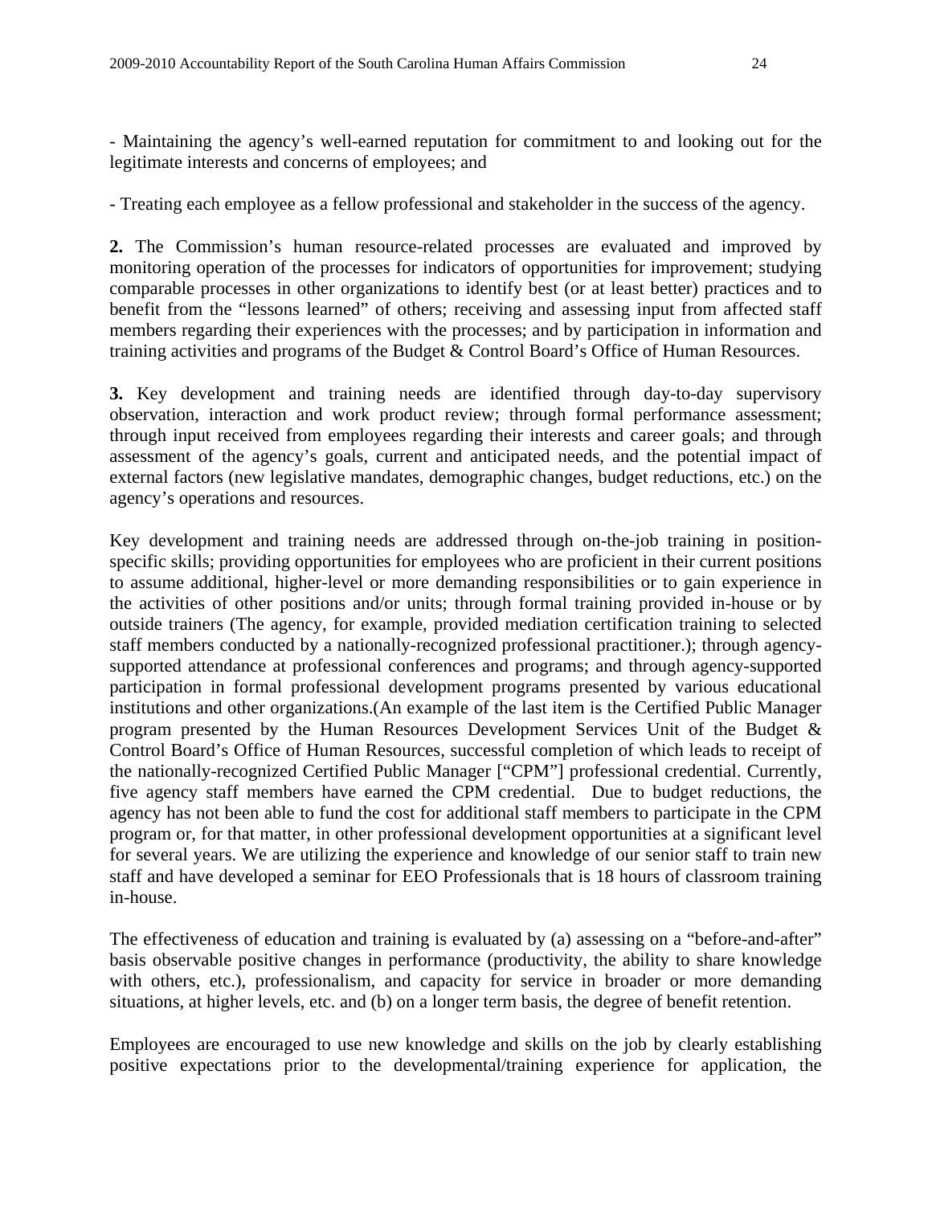- Maintaining the agency's well-earned reputation for commitment to and looking out for the legitimate interests and concerns of employees; and

- Treating each employee as a fellow professional and stakeholder in the success of the agency.

**2.** The Commission's human resource-related processes are evaluated and improved by monitoring operation of the processes for indicators of opportunities for improvement; studying comparable processes in other organizations to identify best (or at least better) practices and to benefit from the "lessons learned" of others; receiving and assessing input from affected staff members regarding their experiences with the processes; and by participation in information and training activities and programs of the Budget & Control Board's Office of Human Resources.

**3.** Key development and training needs are identified through day-to-day supervisory observation, interaction and work product review; through formal performance assessment; through input received from employees regarding their interests and career goals; and through assessment of the agency's goals, current and anticipated needs, and the potential impact of external factors (new legislative mandates, demographic changes, budget reductions, etc.) on the agency's operations and resources.

Key development and training needs are addressed through on-the-job training in position-specific skills; providing opportunities for employees who are proficient in their current positions to assume additional, higher-level or more demanding responsibilities or to gain experience in the activities of other positions and/or units; through formal training provided in-house or by outside trainers (The agency, for example, provided mediation certification training to selected staff members conducted by a nationally-recognized professional practitioner.); through agency-supported attendance at professional conferences and programs; and through agency-supported participation in formal professional development programs presented by various educational institutions and other organizations.(An example of the last item is the Certified Public Manager program presented by the Human Resources Development Services Unit of the Budget & Control Board's Office of Human Resources, successful completion of which leads to receipt of the nationally-recognized Certified Public Manager ["CPM"] professional credential. Currently, five agency staff members have earned the CPM credential. Due to budget reductions, the agency has not been able to fund the cost for additional staff members to participate in the CPM program or, for that matter, in other professional development opportunities at a significant level for several years. We are utilizing the experience and knowledge of our senior staff to train new staff and have developed a seminar for EEO Professionals that is 18 hours of classroom training in-house.

The effectiveness of education and training is evaluated by (a) assessing on a "before-and-after" basis observable positive changes in performance (productivity, the ability to share knowledge with others, etc.), professionalism, and capacity for service in broader or more demanding situations, at higher levels, etc. and (b) on a longer term basis, the degree of benefit retention.

Employees are encouraged to use new knowledge and skills on the job by clearly establishing positive expectations prior to the developmental/training experience for application, the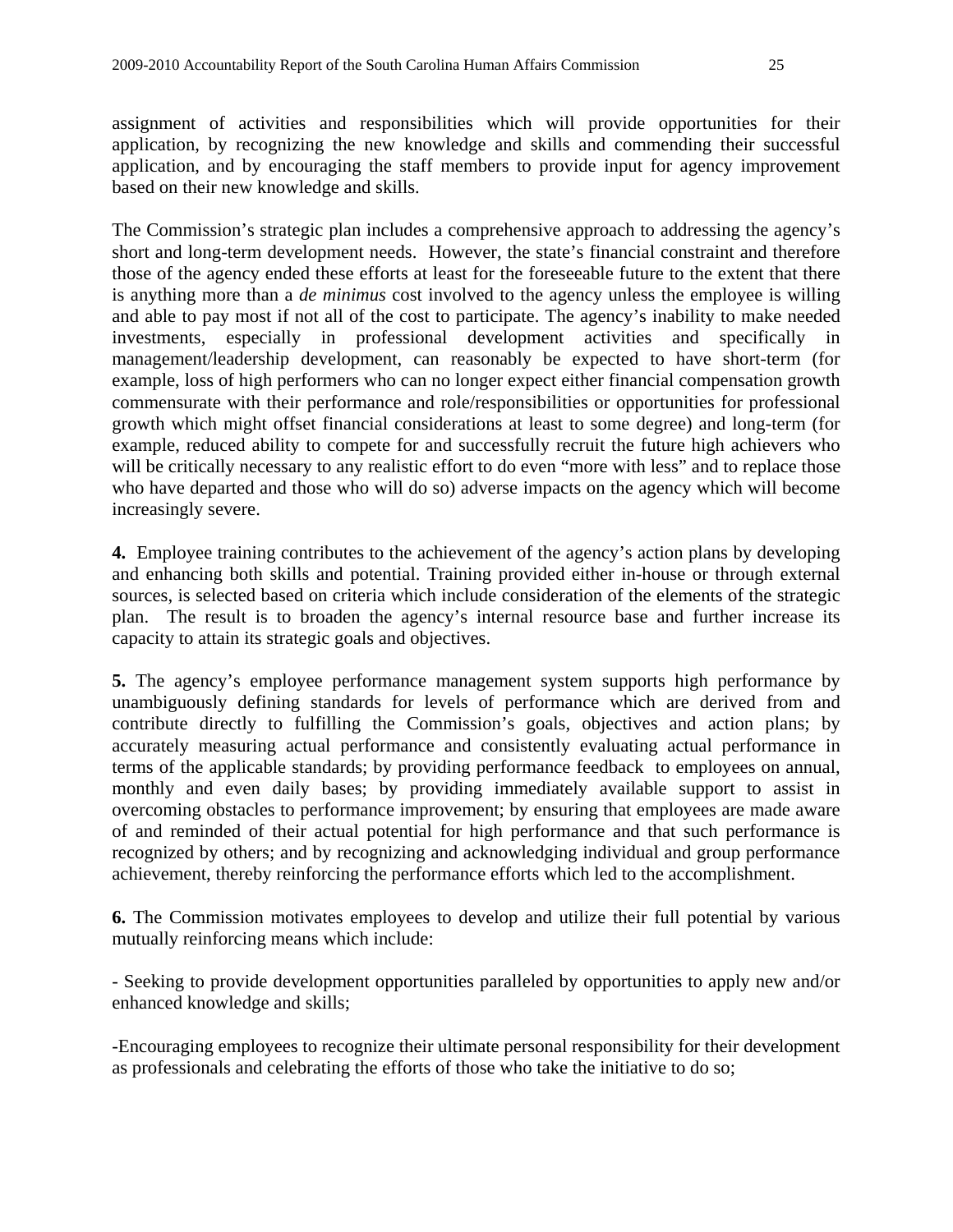assignment of activities and responsibilities which will provide opportunities for their application, by recognizing the new knowledge and skills and commending their successful application, and by encouraging the staff members to provide input for agency improvement based on their new knowledge and skills.

The Commission's strategic plan includes a comprehensive approach to addressing the agency's short and long-term development needs. However, the state's financial constraint and therefore those of the agency ended these efforts at least for the foreseeable future to the extent that there is anything more than a *de minimus* cost involved to the agency unless the employee is willing and able to pay most if not all of the cost to participate. The agency's inability to make needed investments, especially in professional development activities and specifically in management/leadership development, can reasonably be expected to have short-term (for example, loss of high performers who can no longer expect either financial compensation growth commensurate with their performance and role/responsibilities or opportunities for professional growth which might offset financial considerations at least to some degree) and long-term (for example, reduced ability to compete for and successfully recruit the future high achievers who will be critically necessary to any realistic effort to do even "more with less" and to replace those who have departed and those who will do so) adverse impacts on the agency which will become increasingly severe.

**4.** Employee training contributes to the achievement of the agency's action plans by developing and enhancing both skills and potential. Training provided either in-house or through external sources, is selected based on criteria which include consideration of the elements of the strategic plan. The result is to broaden the agency's internal resource base and further increase its capacity to attain its strategic goals and objectives.

**5.** The agency's employee performance management system supports high performance by unambiguously defining standards for levels of performance which are derived from and contribute directly to fulfilling the Commission's goals, objectives and action plans; by accurately measuring actual performance and consistently evaluating actual performance in terms of the applicable standards; by providing performance feedback to employees on annual, monthly and even daily bases; by providing immediately available support to assist in overcoming obstacles to performance improvement; by ensuring that employees are made aware of and reminded of their actual potential for high performance and that such performance is recognized by others; and by recognizing and acknowledging individual and group performance achievement, thereby reinforcing the performance efforts which led to the accomplishment.

**6.** The Commission motivates employees to develop and utilize their full potential by various mutually reinforcing means which include:

- Seeking to provide development opportunities paralleled by opportunities to apply new and/or enhanced knowledge and skills;

-Encouraging employees to recognize their ultimate personal responsibility for their development as professionals and celebrating the efforts of those who take the initiative to do so;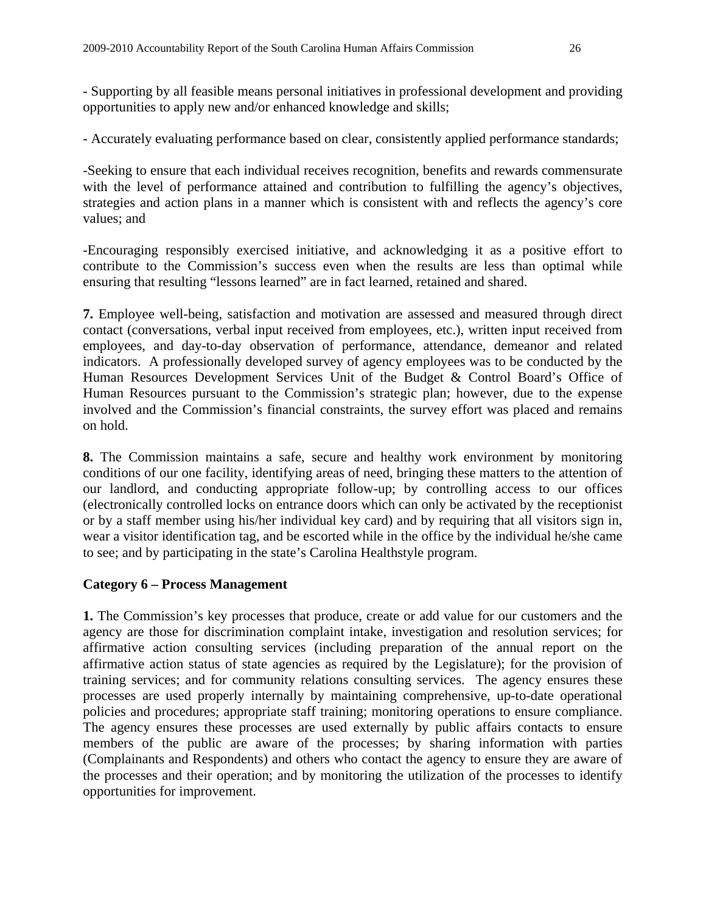- Supporting by all feasible means personal initiatives in professional development and providing opportunities to apply new and/or enhanced knowledge and skills;

- Accurately evaluating performance based on clear, consistently applied performance standards;

-Seeking to ensure that each individual receives recognition, benefits and rewards commensurate with the level of performance attained and contribution to fulfilling the agency's objectives, strategies and action plans in a manner which is consistent with and reflects the agency's core values; and

-Encouraging responsibly exercised initiative, and acknowledging it as a positive effort to contribute to the Commission's success even when the results are less than optimal while ensuring that resulting "lessons learned" are in fact learned, retained and shared.

**7.** Employee well-being, satisfaction and motivation are assessed and measured through direct contact (conversations, verbal input received from employees, etc.), written input received from employees, and day-to-day observation of performance, attendance, demeanor and related indicators. A professionally developed survey of agency employees was to be conducted by the Human Resources Development Services Unit of the Budget & Control Board's Office of Human Resources pursuant to the Commission's strategic plan; however, due to the expense involved and the Commission's financial constraints, the survey effort was placed and remains on hold.

**8.** The Commission maintains a safe, secure and healthy work environment by monitoring conditions of our one facility, identifying areas of need, bringing these matters to the attention of our landlord, and conducting appropriate follow-up; by controlling access to our offices (electronically controlled locks on entrance doors which can only be activated by the receptionist or by a staff member using his/her individual key card) and by requiring that all visitors sign in, wear a visitor identification tag, and be escorted while in the office by the individual he/she came to see; and by participating in the state's Carolina Healthstyle program.

**Category 6 – Process Management**

**1.** The Commission's key processes that produce, create or add value for our customers and the agency are those for discrimination complaint intake, investigation and resolution services; for affirmative action consulting services (including preparation of the annual report on the affirmative action status of state agencies as required by the Legislature); for the provision of training services; and for community relations consulting services. The agency ensures these processes are used properly internally by maintaining comprehensive, up-to-date operational policies and procedures; appropriate staff training; monitoring operations to ensure compliance. The agency ensures these processes are used externally by public affairs contacts to ensure members of the public are aware of the processes; by sharing information with parties (Complainants and Respondents) and others who contact the agency to ensure they are aware of the processes and their operation; and by monitoring the utilization of the processes to identify opportunities for improvement.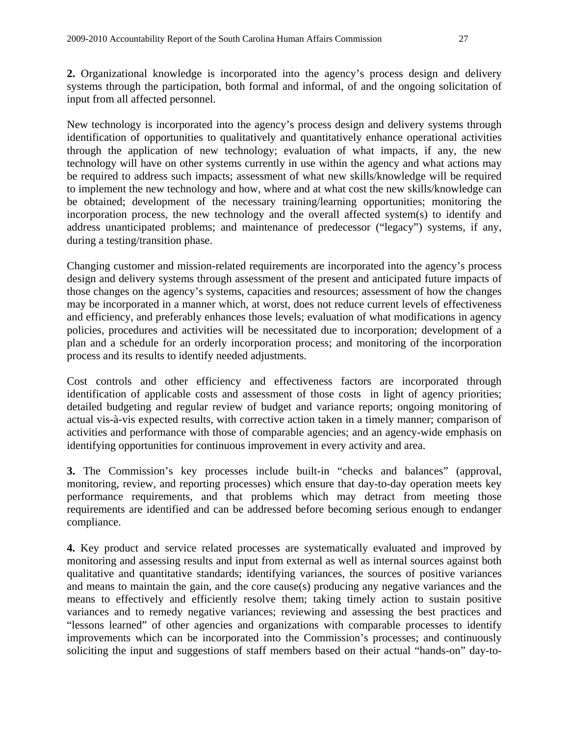**2.** Organizational knowledge is incorporated into the agency's process design and delivery systems through the participation, both formal and informal, of and the ongoing solicitation of input from all affected personnel.

New technology is incorporated into the agency's process design and delivery systems through identification of opportunities to qualitatively and quantitatively enhance operational activities through the application of new technology; evaluation of what impacts, if any, the new technology will have on other systems currently in use within the agency and what actions may be required to address such impacts; assessment of what new skills/knowledge will be required to implement the new technology and how, where and at what cost the new skills/knowledge can be obtained; development of the necessary training/learning opportunities; monitoring the incorporation process, the new technology and the overall affected system(s) to identify and address unanticipated problems; and maintenance of predecessor ("legacy") systems, if any, during a testing/transition phase.

Changing customer and mission-related requirements are incorporated into the agency's process design and delivery systems through assessment of the present and anticipated future impacts of those changes on the agency's systems, capacities and resources; assessment of how the changes may be incorporated in a manner which, at worst, does not reduce current levels of effectiveness and efficiency, and preferably enhances those levels; evaluation of what modifications in agency policies, procedures and activities will be necessitated due to incorporation; development of a plan and a schedule for an orderly incorporation process; and monitoring of the incorporation process and its results to identify needed adjustments.

Cost controls and other efficiency and effectiveness factors are incorporated through identification of applicable costs and assessment of those costs in light of agency priorities; detailed budgeting and regular review of budget and variance reports; ongoing monitoring of actual vis-à-vis expected results, with corrective action taken in a timely manner; comparison of activities and performance with those of comparable agencies; and an agency-wide emphasis on identifying opportunities for continuous improvement in every activity and area.

**3.** The Commission's key processes include built-in "checks and balances" (approval, monitoring, review, and reporting processes) which ensure that day-to-day operation meets key performance requirements, and that problems which may detract from meeting those requirements are identified and can be addressed before becoming serious enough to endanger compliance.

**4.** Key product and service related processes are systematically evaluated and improved by monitoring and assessing results and input from external as well as internal sources against both qualitative and quantitative standards; identifying variances, the sources of positive variances and means to maintain the gain, and the core cause(s) producing any negative variances and the means to effectively and efficiently resolve them; taking timely action to sustain positive variances and to remedy negative variances; reviewing and assessing the best practices and "lessons learned" of other agencies and organizations with comparable processes to identify improvements which can be incorporated into the Commission's processes; and continuously soliciting the input and suggestions of staff members based on their actual "hands-on" day-to-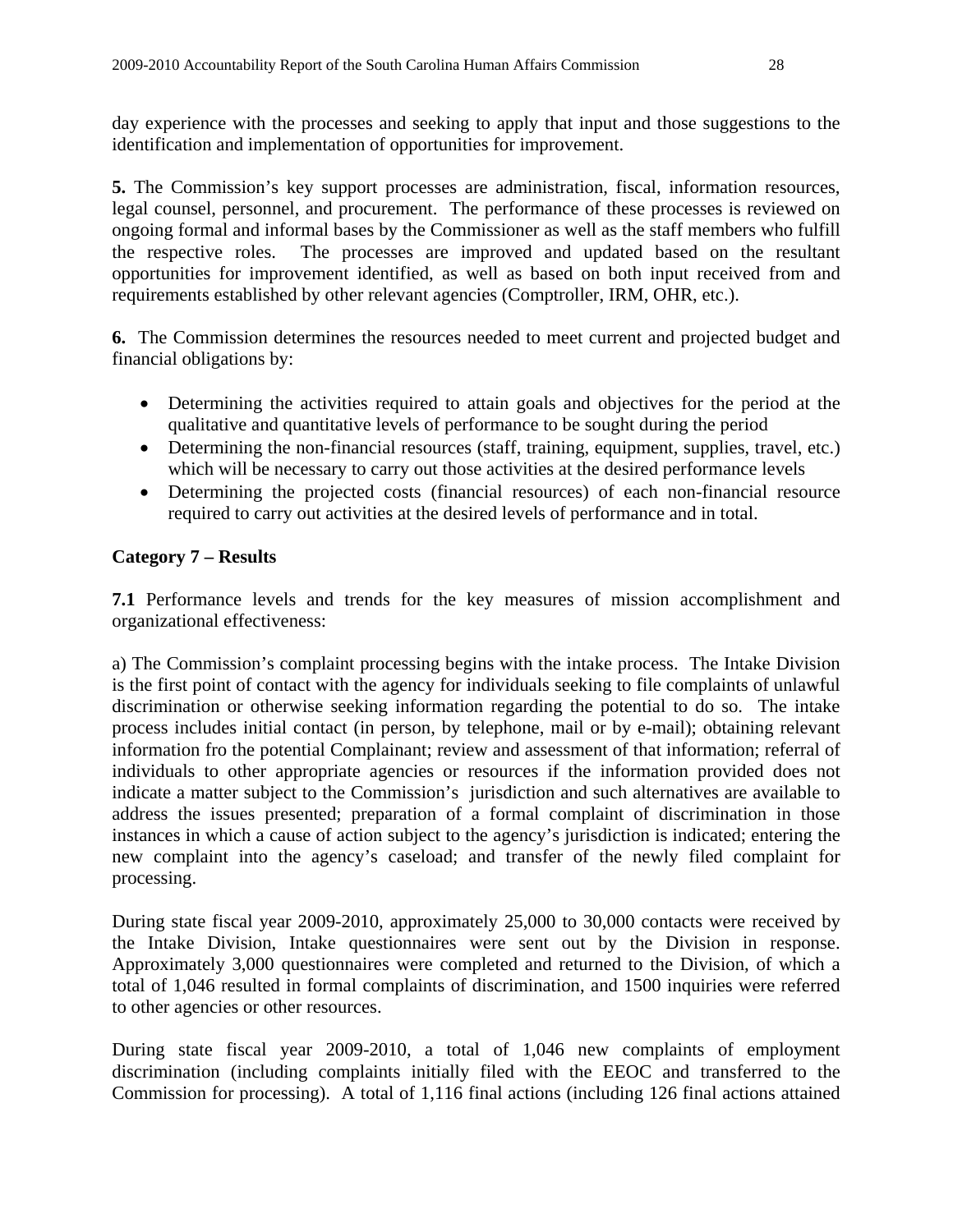day experience with the processes and seeking to apply that input and those suggestions to the identification and implementation of opportunities for improvement.

**5.** The Commission's key support processes are administration, fiscal, information resources, legal counsel, personnel, and procurement. The performance of these processes is reviewed on ongoing formal and informal bases by the Commissioner as well as the staff members who fulfill the respective roles. The processes are improved and updated based on the resultant opportunities for improvement identified, as well as based on both input received from and requirements established by other relevant agencies (Comptroller, IRM, OHR, etc.).

**6.** The Commission determines the resources needed to meet current and projected budget and financial obligations by:

- Determining the activities required to attain goals and objectives for the period at the qualitative and quantitative levels of performance to be sought during the period
- Determining the non-financial resources (staff, training, equipment, supplies, travel, etc.) which will be necessary to carry out those activities at the desired performance levels
- Determining the projected costs (financial resources) of each non-financial resource required to carry out activities at the desired levels of performance and in total.

**Category 7 – Results**

**7.1** Performance levels and trends for the key measures of mission accomplishment and organizational effectiveness:

a) The Commission's complaint processing begins with the intake process. The Intake Division is the first point of contact with the agency for individuals seeking to file complaints of unlawful discrimination or otherwise seeking information regarding the potential to do so. The intake process includes initial contact (in person, by telephone, mail or by e-mail); obtaining relevant information fro the potential Complainant; review and assessment of that information; referral of individuals to other appropriate agencies or resources if the information provided does not indicate a matter subject to the Commission's jurisdiction and such alternatives are available to address the issues presented; preparation of a formal complaint of discrimination in those instances in which a cause of action subject to the agency's jurisdiction is indicated; entering the new complaint into the agency's caseload; and transfer of the newly filed complaint for processing.

During state fiscal year 2009-2010, approximately 25,000 to 30,000 contacts were received by the Intake Division, Intake questionnaires were sent out by the Division in response. Approximately 3,000 questionnaires were completed and returned to the Division, of which a total of 1,046 resulted in formal complaints of discrimination, and 1500 inquiries were referred to other agencies or other resources.

During state fiscal year 2009-2010, a total of 1,046 new complaints of employment discrimination (including complaints initially filed with the EEOC and transferred to the Commission for processing). A total of 1,116 final actions (including 126 final actions attained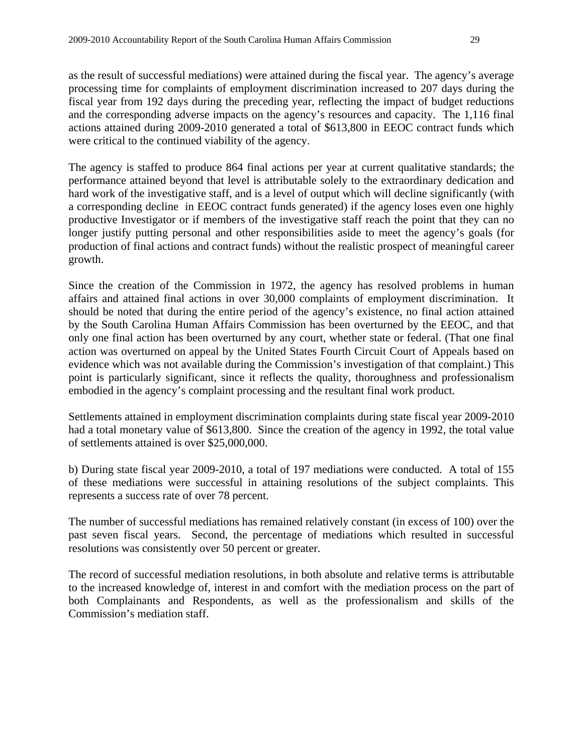as the result of successful mediations) were attained during the fiscal year. The agency's average processing time for complaints of employment discrimination increased to 207 days during the fiscal year from 192 days during the preceding year, reflecting the impact of budget reductions and the corresponding adverse impacts on the agency's resources and capacity. The 1,116 final actions attained during 2009-2010 generated a total of $613,800 in EEOC contract funds which were critical to the continued viability of the agency.

The agency is staffed to produce 864 final actions per year at current qualitative standards; the performance attained beyond that level is attributable solely to the extraordinary dedication and hard work of the investigative staff, and is a level of output which will decline significantly (with a corresponding decline in EEOC contract funds generated) if the agency loses even one highly productive Investigator or if members of the investigative staff reach the point that they can no longer justify putting personal and other responsibilities aside to meet the agency's goals (for production of final actions and contract funds) without the realistic prospect of meaningful career growth.

Since the creation of the Commission in 1972, the agency has resolved problems in human affairs and attained final actions in over 30,000 complaints of employment discrimination. It should be noted that during the entire period of the agency's existence, no final action attained by the South Carolina Human Affairs Commission has been overturned by the EEOC, and that only one final action has been overturned by any court, whether state or federal. (That one final action was overturned on appeal by the United States Fourth Circuit Court of Appeals based on evidence which was not available during the Commission's investigation of that complaint.) This point is particularly significant, since it reflects the quality, thoroughness and professionalism embodied in the agency's complaint processing and the resultant final work product.

Settlements attained in employment discrimination complaints during state fiscal year 2009-2010 had a total monetary value of $613,800. Since the creation of the agency in 1992, the total value of settlements attained is over $25,000,000.

b) During state fiscal year 2009-2010, a total of 197 mediations were conducted. A total of 155 of these mediations were successful in attaining resolutions of the subject complaints. This represents a success rate of over 78 percent.

The number of successful mediations has remained relatively constant (in excess of 100) over the past seven fiscal years. Second, the percentage of mediations which resulted in successful resolutions was consistently over 50 percent or greater.

The record of successful mediation resolutions, in both absolute and relative terms is attributable to the increased knowledge of, interest in and comfort with the mediation process on the part of both Complainants and Respondents, as well as the professionalism and skills of the Commission's mediation staff.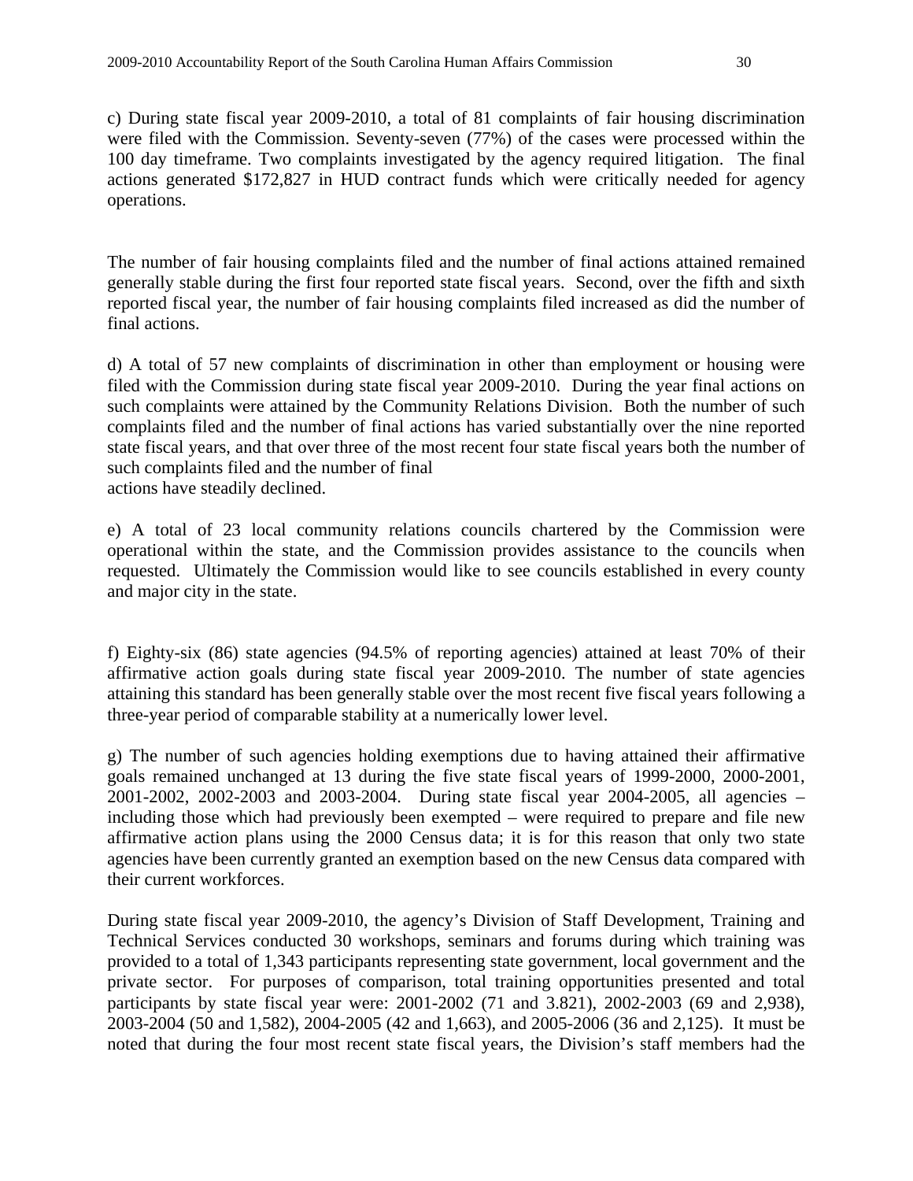c) During state fiscal year 2009-2010, a total of 81 complaints of fair housing discrimination were filed with the Commission. Seventy-seven (77%) of the cases were processed within the 100 day timeframe. Two complaints investigated by the agency required litigation. The final actions generated $172,827 in HUD contract funds which were critically needed for agency operations.

The number of fair housing complaints filed and the number of final actions attained remained generally stable during the first four reported state fiscal years. Second, over the fifth and sixth reported fiscal year, the number of fair housing complaints filed increased as did the number of final actions.

d) A total of 57 new complaints of discrimination in other than employment or housing were filed with the Commission during state fiscal year 2009-2010. During the year final actions on such complaints were attained by the Community Relations Division. Both the number of such complaints filed and the number of final actions has varied substantially over the nine reported state fiscal years, and that over three of the most recent four state fiscal years both the number of such complaints filed and the number of final
actions have steadily declined.

e) A total of 23 local community relations councils chartered by the Commission were operational within the state, and the Commission provides assistance to the councils when requested. Ultimately the Commission would like to see councils established in every county and major city in the state.

f) Eighty-six (86) state agencies (94.5% of reporting agencies) attained at least 70% of their affirmative action goals during state fiscal year 2009-2010. The number of state agencies attaining this standard has been generally stable over the most recent five fiscal years following a three-year period of comparable stability at a numerically lower level.

g) The number of such agencies holding exemptions due to having attained their affirmative goals remained unchanged at 13 during the five state fiscal years of 1999-2000, 2000-2001, 2001-2002, 2002-2003 and 2003-2004. During state fiscal year 2004-2005, all agencies – including those which had previously been exempted – were required to prepare and file new affirmative action plans using the 2000 Census data; it is for this reason that only two state agencies have been currently granted an exemption based on the new Census data compared with their current workforces.

During state fiscal year 2009-2010, the agency's Division of Staff Development, Training and Technical Services conducted 30 workshops, seminars and forums during which training was provided to a total of 1,343 participants representing state government, local government and the private sector. For purposes of comparison, total training opportunities presented and total participants by state fiscal year were: 2001-2002 (71 and 3.821), 2002-2003 (69 and 2,938), 2003-2004 (50 and 1,582), 2004-2005 (42 and 1,663), and 2005-2006 (36 and 2,125). It must be noted that during the four most recent state fiscal years, the Division's staff members had the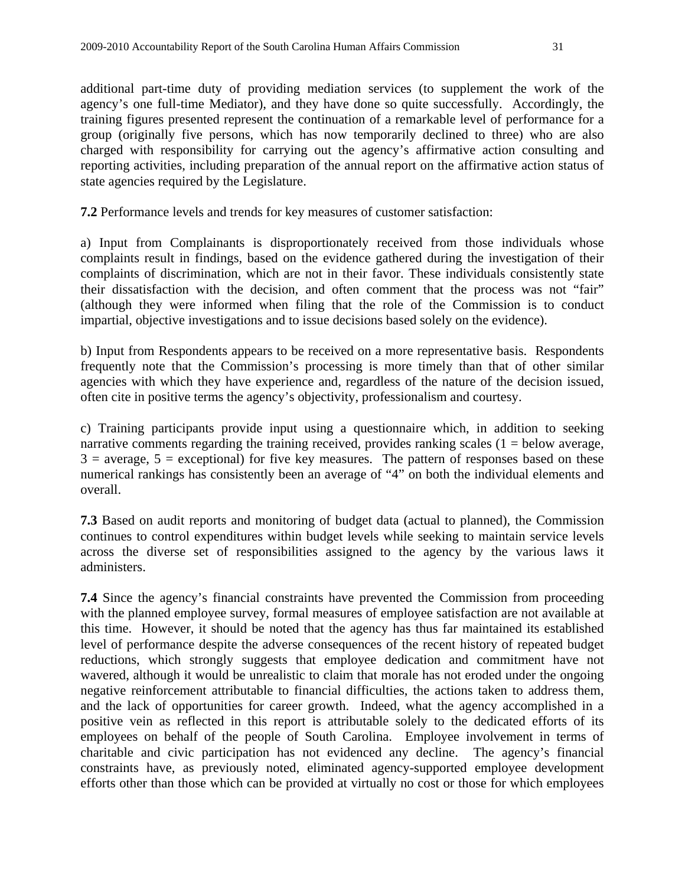additional part-time duty of providing mediation services (to supplement the work of the agency's one full-time Mediator), and they have done so quite successfully. Accordingly, the training figures presented represent the continuation of a remarkable level of performance for a group (originally five persons, which has now temporarily declined to three) who are also charged with responsibility for carrying out the agency's affirmative action consulting and reporting activities, including preparation of the annual report on the affirmative action status of state agencies required by the Legislature.

**7.2** Performance levels and trends for key measures of customer satisfaction:

a) Input from Complainants is disproportionately received from those individuals whose complaints result in findings, based on the evidence gathered during the investigation of their complaints of discrimination, which are not in their favor. These individuals consistently state their dissatisfaction with the decision, and often comment that the process was not "fair" (although they were informed when filing that the role of the Commission is to conduct impartial, objective investigations and to issue decisions based solely on the evidence).

b) Input from Respondents appears to be received on a more representative basis. Respondents frequently note that the Commission's processing is more timely than that of other similar agencies with which they have experience and, regardless of the nature of the decision issued, often cite in positive terms the agency's objectivity, professionalism and courtesy.

c) Training participants provide input using a questionnaire which, in addition to seeking narrative comments regarding the training received, provides ranking scales (1 = below average, 3 = average, 5 = exceptional) for five key measures. The pattern of responses based on these numerical rankings has consistently been an average of "4" on both the individual elements and overall.

**7.3** Based on audit reports and monitoring of budget data (actual to planned), the Commission continues to control expenditures within budget levels while seeking to maintain service levels across the diverse set of responsibilities assigned to the agency by the various laws it administers.

**7.4** Since the agency's financial constraints have prevented the Commission from proceeding with the planned employee survey, formal measures of employee satisfaction are not available at this time. However, it should be noted that the agency has thus far maintained its established level of performance despite the adverse consequences of the recent history of repeated budget reductions, which strongly suggests that employee dedication and commitment have not wavered, although it would be unrealistic to claim that morale has not eroded under the ongoing negative reinforcement attributable to financial difficulties, the actions taken to address them, and the lack of opportunities for career growth. Indeed, what the agency accomplished in a positive vein as reflected in this report is attributable solely to the dedicated efforts of its employees on behalf of the people of South Carolina. Employee involvement in terms of charitable and civic participation has not evidenced any decline. The agency's financial constraints have, as previously noted, eliminated agency-supported employee development efforts other than those which can be provided at virtually no cost or those for which employees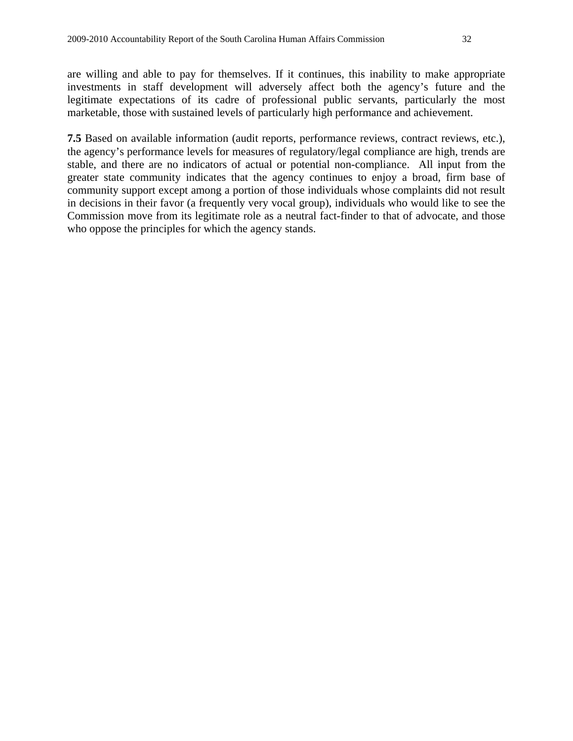are willing and able to pay for themselves. If it continues, this inability to make appropriate investments in staff development will adversely affect both the agency's future and the legitimate expectations of its cadre of professional public servants, particularly the most marketable, those with sustained levels of particularly high performance and achievement.

**7.5** Based on available information (audit reports, performance reviews, contract reviews, etc.), the agency's performance levels for measures of regulatory/legal compliance are high, trends are stable, and there are no indicators of actual or potential non-compliance. All input from the greater state community indicates that the agency continues to enjoy a broad, firm base of community support except among a portion of those individuals whose complaints did not result in decisions in their favor (a frequently very vocal group), individuals who would like to see the Commission move from its legitimate role as a neutral fact-finder to that of advocate, and those who oppose the principles for which the agency stands.